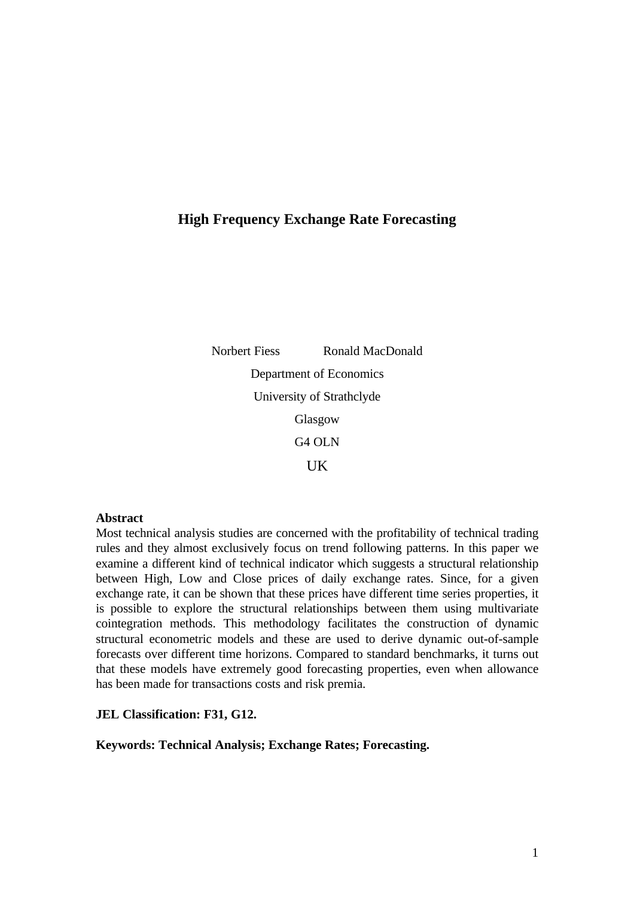# High Frequency Exchange Rate Forecasting

Norbert Fiess Ronald MacDonald

Department of Economics

University of Strathclyde

Glasgow

G4 OLN

UK

**Abstract**

Most technical analysis studies are concerned with the profitability of technical trading rules and they almost exclusively focus on trend following patterns. In this paper we examine a different kind of technical indicator which suggests a structural relationship between High, Low and Close prices of daily exchange rates. Since, for a given exchange rate, it can be shown that these prices have different time series properties, it is possible to explore the structural relationships between them using multivariate cointegration methods. This methodology facilitates the construction of dynamic structural econometric models and these are used to derive dynamic out-of-sample forecasts over different time horizons. Compared to standard benchmarks, it turns out that these models have extremely good forecasting properties, even when allowance has been made for transactions costs and risk premia.

**JEL Classification: F31, G12.**

**Keywords: Technical Analysis; Exchange Rates; Forecasting.**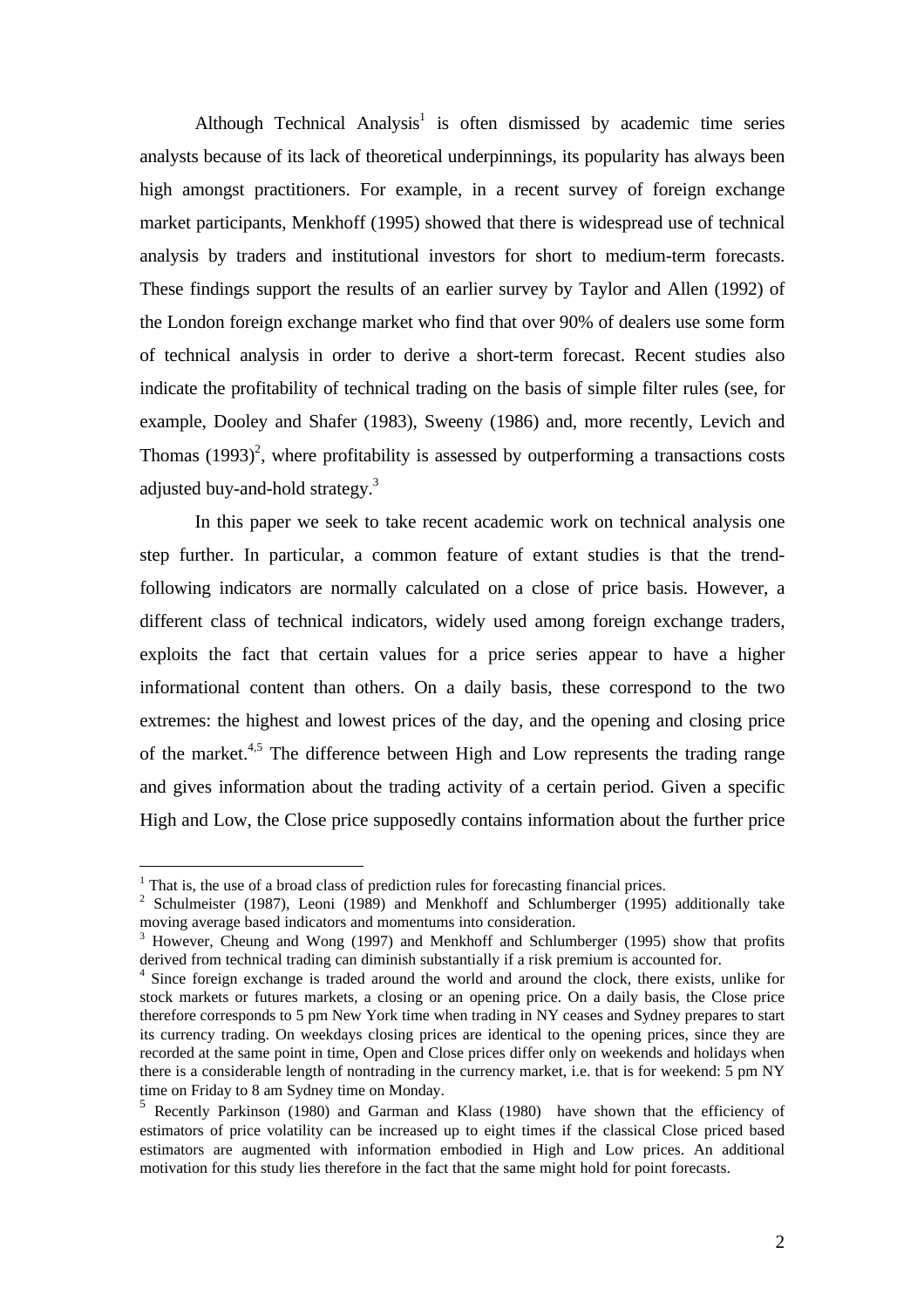Although Technical Analysis[1] is often dismissed by academic time series analysts because of its lack of theoretical underpinnings, its popularity has always been high amongst practitioners. For example, in a recent survey of foreign exchange market participants, Menkhoff (1995) showed that there is widespread use of technical analysis by traders and institutional investors for short to medium-term forecasts. These findings support the results of an earlier survey by Taylor and Allen (1992) of the London foreign exchange market who find that over 90% of dealers use some form of technical analysis in order to derive a short-term forecast. Recent studies also indicate the profitability of technical trading on the basis of simple filter rules (see, for example, Dooley and Shafer (1983), Sweeny (1986) and, more recently, Levich and Thomas (1993)[2], where profitability is assessed by outperforming a transactions costs adjusted buy-and-hold strategy.[3]

In this paper we seek to take recent academic work on technical analysis one step further. In particular, a common feature of extant studies is that the trend-following indicators are normally calculated on a close of price basis. However, a different class of technical indicators, widely used among foreign exchange traders, exploits the fact that certain values for a price series appear to have a higher informational content than others. On a daily basis, these correspond to the two extremes: the highest and lowest prices of the day, and the opening and closing price of the market.[4,5] The difference between High and Low represents the trading range and gives information about the trading activity of a certain period. Given a specific High and Low, the Close price supposedly contains information about the further price

---

[1] That is, the use of a broad class of prediction rules for forecasting financial prices.

[2] Schulmeister (1987), Leoni (1989) and Menkhoff and Schlumberger (1995) additionally take moving average based indicators and momentums into consideration.

[3] However, Cheung and Wong (1997) and Menkhoff and Schlumberger (1995) show that profits derived from technical trading can diminish substantially if a risk premium is accounted for.

[4] Since foreign exchange is traded around the world and around the clock, there exists, unlike for stock markets or futures markets, a closing or an opening price. On a daily basis, the Close price therefore corresponds to 5 pm New York time when trading in NY ceases and Sydney prepares to start its currency trading. On weekdays closing prices are identical to the opening prices, since they are recorded at the same point in time, Open and Close prices differ only on weekends and holidays when there is a considerable length of nontrading in the currency market, i.e. that is for weekend: 5 pm NY time on Friday to 8 am Sydney time on Monday.

[5] Recently Parkinson (1980) and Garman and Klass (1980) have shown that the efficiency of estimators of price volatility can be increased up to eight times if the classical Close priced based estimators are augmented with information embodied in High and Low prices. An additional motivation for this study lies therefore in the fact that the same might hold for point forecasts.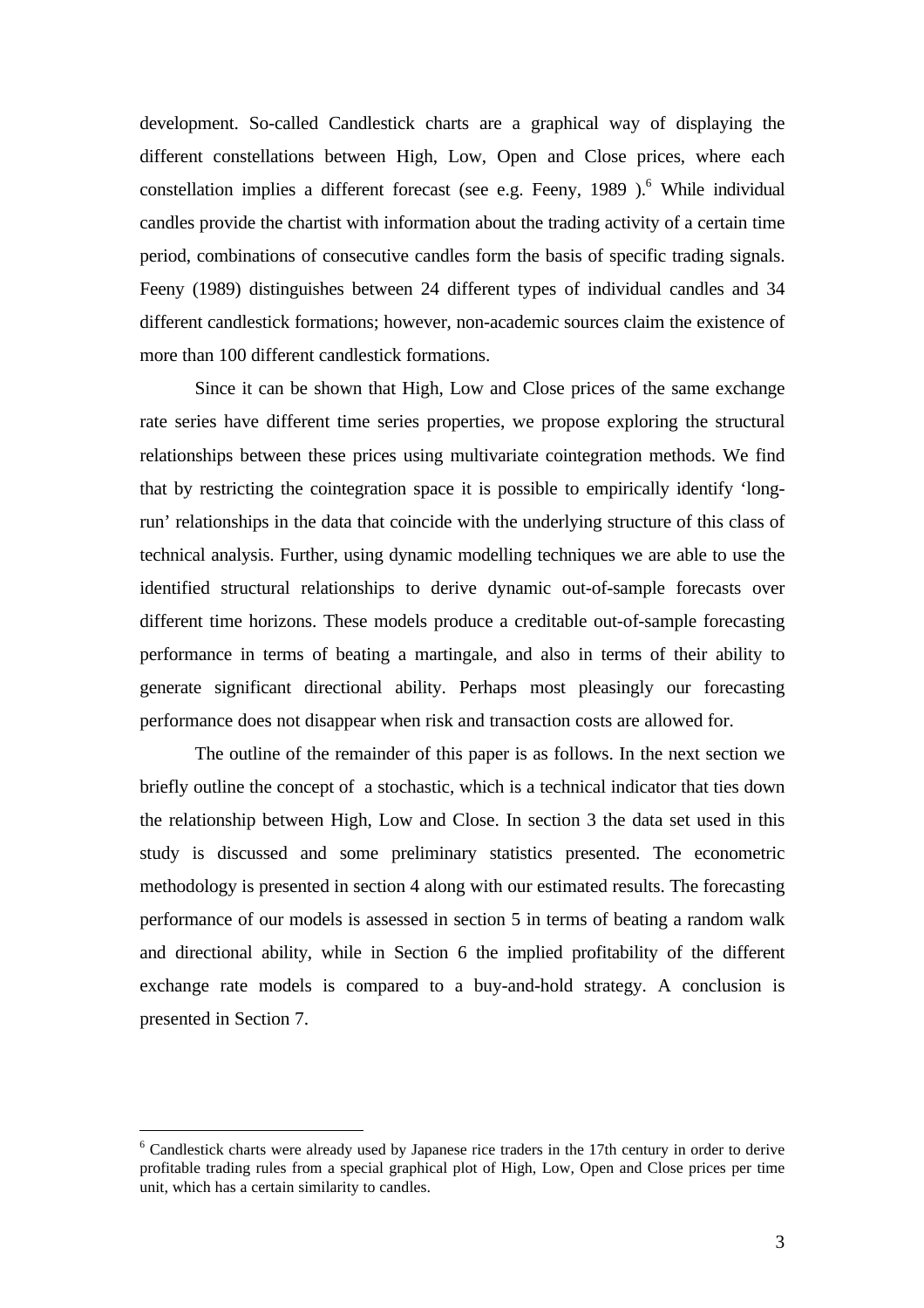development. So-called Candlestick charts are a graphical way of displaying the different constellations between High, Low, Open and Close prices, where each constellation implies a different forecast (see e.g. Feeny, 1989 ).[6] While individual candles provide the chartist with information about the trading activity of a certain time period, combinations of consecutive candles form the basis of specific trading signals. Feeny (1989) distinguishes between 24 different types of individual candles and 34 different candlestick formations; however, non-academic sources claim the existence of more than 100 different candlestick formations.

Since it can be shown that High, Low and Close prices of the same exchange rate series have different time series properties, we propose exploring the structural relationships between these prices using multivariate cointegration methods. We find that by restricting the cointegration space it is possible to empirically identify 'long-run' relationships in the data that coincide with the underlying structure of this class of technical analysis. Further, using dynamic modelling techniques we are able to use the identified structural relationships to derive dynamic out-of-sample forecasts over different time horizons. These models produce a creditable out-of-sample forecasting performance in terms of beating a martingale, and also in terms of their ability to generate significant directional ability. Perhaps most pleasingly our forecasting performance does not disappear when risk and transaction costs are allowed for.

The outline of the remainder of this paper is as follows. In the next section we briefly outline the concept of a stochastic, which is a technical indicator that ties down the relationship between High, Low and Close. In section 3 the data set used in this study is discussed and some preliminary statistics presented. The econometric methodology is presented in section 4 along with our estimated results. The forecasting performance of our models is assessed in section 5 in terms of beating a random walk and directional ability, while in Section 6 the implied profitability of the different exchange rate models is compared to a buy-and-hold strategy. A conclusion is presented in Section 7.

---

[6] Candlestick charts were already used by Japanese rice traders in the 17th century in order to derive profitable trading rules from a special graphical plot of High, Low, Open and Close prices per time unit, which has a certain similarity to candles.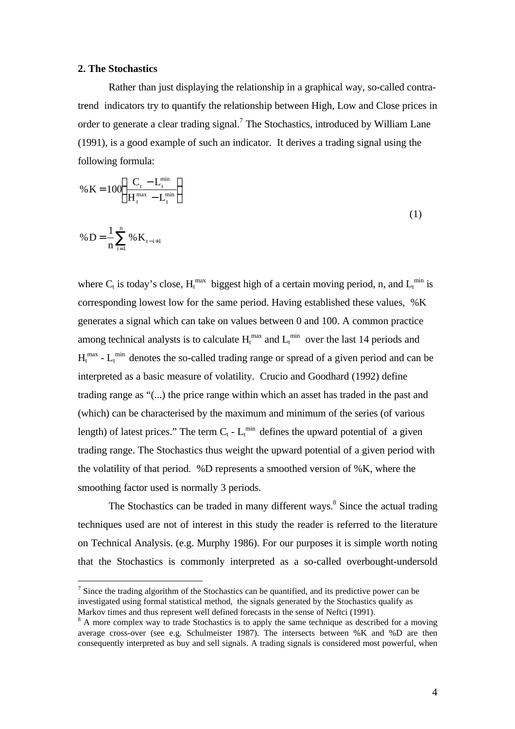## 2. The Stochastics

Rather than just displaying the relationship in a graphical way, so-called contra-trend indicators try to quantify the relationship between High, Low and Close prices in order to generate a clear trading signal.[7] The Stochastics, introduced by William Lane (1991), is a good example of such an indicator. It derives a trading signal using the following formula:

$$\%K = 100\left(\frac{C_t - L_t^{min}}{H_t^{max} - L_t^{min}}\right)$$

$$\%D = \frac{1}{n}\sum_{i=1}^{n} \%K_{t-i+1} \tag{1}$$

where $C_t$ is today's close, $H_t^{max}$ biggest high of a certain moving period, n, and $L_t^{min}$ is corresponding lowest low for the same period. Having established these values, %K generates a signal which can take on values between 0 and 100. A common practice among technical analysts is to calculate $H_t^{max}$ and $L_t^{min}$ over the last 14 periods and $H_t^{max}$ - $L_t^{min}$ denotes the so-called trading range or spread of a given period and can be interpreted as a basic measure of volatility. Crucio and Goodhard (1992) define trading range as "(...) the price range within which an asset has traded in the past and (which) can be characterised by the maximum and minimum of the series (of various length) of latest prices." The term $C_t$ - $L_t^{min}$ defines the upward potential of a given trading range. The Stochastics thus weight the upward potential of a given period with the volatility of that period. %D represents a smoothed version of %K, where the smoothing factor used is normally 3 periods.

The Stochastics can be traded in many different ways.[8] Since the actual trading techniques used are not of interest in this study the reader is referred to the literature on Technical Analysis. (e.g. Murphy 1986). For our purposes it is simple worth noting that the Stochastics is commonly interpreted as a so-called overbought-undersold

---

[7] Since the trading algorithm of the Stochastics can be quantified, and its predictive power can be investigated using formal statistical method, the signals generated by the Stochastics qualify as Markov times and thus represent well defined forecasts in the sense of Neftci (1991).

[8] A more complex way to trade Stochastics is to apply the same technique as described for a moving average cross-over (see e.g. Schulmeister 1987). The intersects between %K and %D are then consequently interpreted as buy and sell signals. A trading signals is considered most powerful, when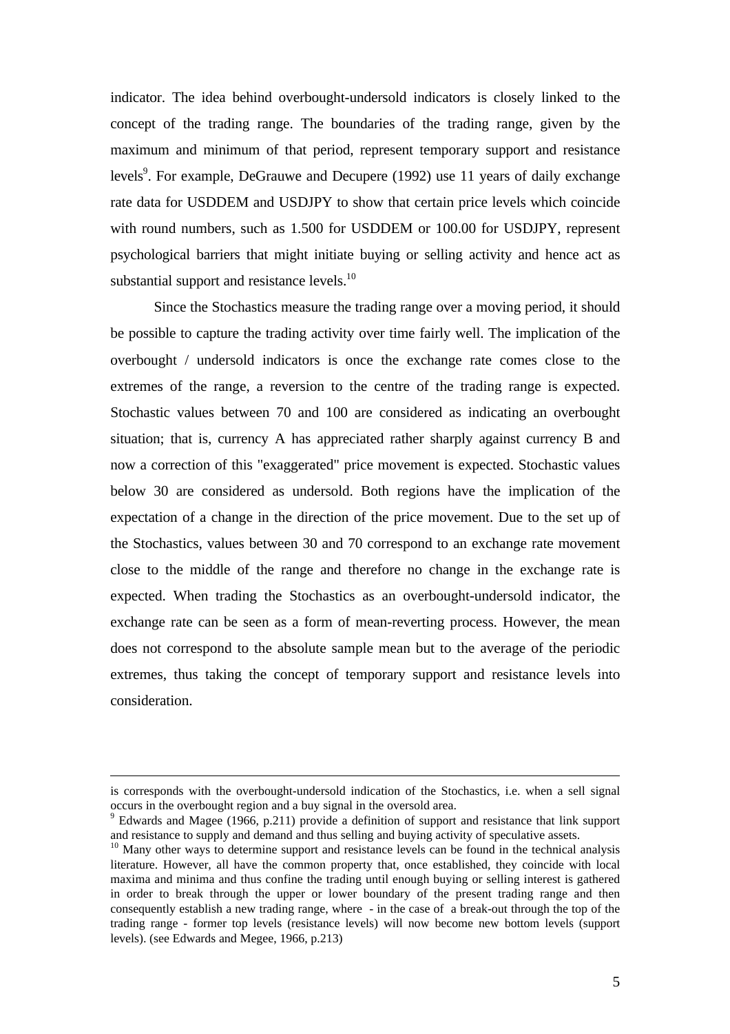indicator. The idea behind overbought-undersold indicators is closely linked to the concept of the trading range. The boundaries of the trading range, given by the maximum and minimum of that period, represent temporary support and resistance levels[9]. For example, DeGrauwe and Decupere (1992) use 11 years of daily exchange rate data for USDDEM and USDJPY to show that certain price levels which coincide with round numbers, such as 1.500 for USDDEM or 100.00 for USDJPY, represent psychological barriers that might initiate buying or selling activity and hence act as substantial support and resistance levels.[10]

Since the Stochastics measure the trading range over a moving period, it should be possible to capture the trading activity over time fairly well. The implication of the overbought / undersold indicators is once the exchange rate comes close to the extremes of the range, a reversion to the centre of the trading range is expected. Stochastic values between 70 and 100 are considered as indicating an overbought situation; that is, currency A has appreciated rather sharply against currency B and now a correction of this "exaggerated" price movement is expected. Stochastic values below 30 are considered as undersold. Both regions have the implication of the expectation of a change in the direction of the price movement. Due to the set up of the Stochastics, values between 30 and 70 correspond to an exchange rate movement close to the middle of the range and therefore no change in the exchange rate is expected. When trading the Stochastics as an overbought-undersold indicator, the exchange rate can be seen as a form of mean-reverting process. However, the mean does not correspond to the absolute sample mean but to the average of the periodic extremes, thus taking the concept of temporary support and resistance levels into consideration.

---

is corresponds with the overbought-undersold indication of the Stochastics, i.e. when a sell signal occurs in the overbought region and a buy signal in the oversold area.

[9] Edwards and Magee (1966, p.211) provide a definition of support and resistance that link support and resistance to supply and demand and thus selling and buying activity of speculative assets.

[10] Many other ways to determine support and resistance levels can be found in the technical analysis literature. However, all have the common property that, once established, they coincide with local maxima and minima and thus confine the trading until enough buying or selling interest is gathered in order to break through the upper or lower boundary of the present trading range and then consequently establish a new trading range, where - in the case of a break-out through the top of the trading range - former top levels (resistance levels) will now become new bottom levels (support levels). (see Edwards and Megee, 1966, p.213)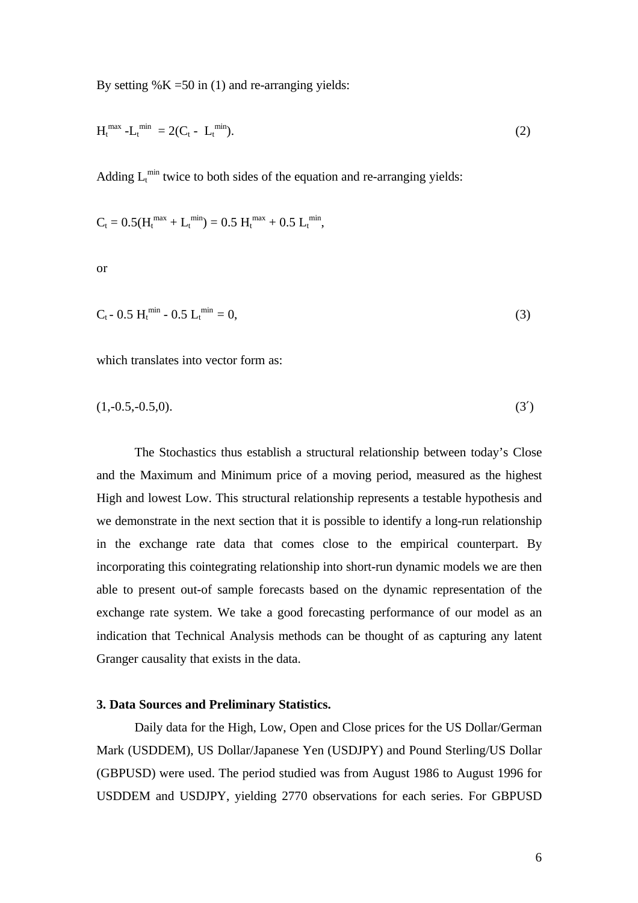By setting %K =50 in (1) and re-arranging yields:

$$H_t^{max} - L_t^{min} = 2(C_t - L_t^{min}). \tag{2}$$

Adding $L_t^{min}$ twice to both sides of the equation and re-arranging yields:

$$C_t = 0.5(H_t^{max} + L_t^{min}) = 0.5\, H_t^{max} + 0.5\, L_t^{min},$$

or

$$C_t - 0.5\, H_t^{min} - 0.5\, L_t^{min} = 0, \tag{3}$$

which translates into vector form as:

$$(1,-0.5,-0.5,0). \tag{3$'$}$$

The Stochastics thus establish a structural relationship between today's Close and the Maximum and Minimum price of a moving period, measured as the highest High and lowest Low. This structural relationship represents a testable hypothesis and we demonstrate in the next section that it is possible to identify a long-run relationship in the exchange rate data that comes close to the empirical counterpart. By incorporating this cointegrating relationship into short-run dynamic models we are then able to present out-of sample forecasts based on the dynamic representation of the exchange rate system. We take a good forecasting performance of our model as an indication that Technical Analysis methods can be thought of as capturing any latent Granger causality that exists in the data.

**3. Data Sources and Preliminary Statistics.**

Daily data for the High, Low, Open and Close prices for the US Dollar/German Mark (USDDEM), US Dollar/Japanese Yen (USDJPY) and Pound Sterling/US Dollar (GBPUSD) were used. The period studied was from August 1986 to August 1996 for USDDEM and USDJPY, yielding 2770 observations for each series. For GBPUSD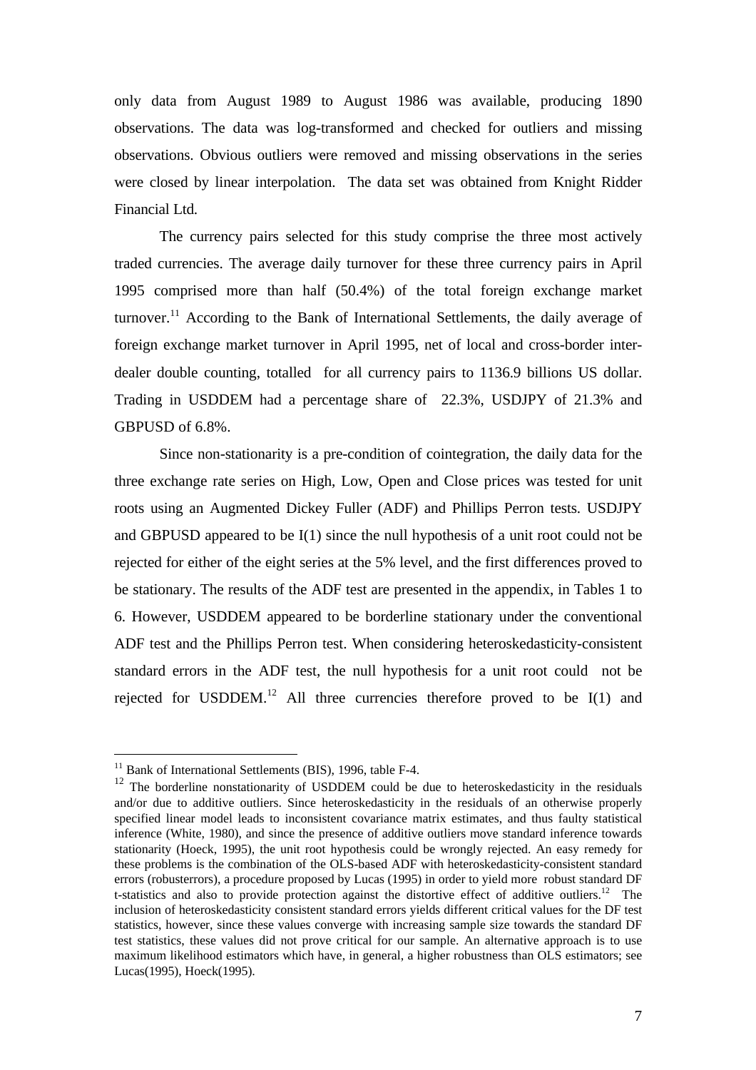only data from August 1989 to August 1986 was available, producing 1890 observations. The data was log-transformed and checked for outliers and missing observations. Obvious outliers were removed and missing observations in the series were closed by linear interpolation. The data set was obtained from Knight Ridder Financial Ltd.

The currency pairs selected for this study comprise the three most actively traded currencies. The average daily turnover for these three currency pairs in April 1995 comprised more than half (50.4%) of the total foreign exchange market turnover.[11] According to the Bank of International Settlements, the daily average of foreign exchange market turnover in April 1995, net of local and cross-border inter-dealer double counting, totalled for all currency pairs to 1136.9 billions US dollar. Trading in USDDEM had a percentage share of 22.3%, USDJPY of 21.3% and GBPUSD of 6.8%.

Since non-stationarity is a pre-condition of cointegration, the daily data for the three exchange rate series on High, Low, Open and Close prices was tested for unit roots using an Augmented Dickey Fuller (ADF) and Phillips Perron tests. USDJPY and GBPUSD appeared to be I(1) since the null hypothesis of a unit root could not be rejected for either of the eight series at the 5% level, and the first differences proved to be stationary. The results of the ADF test are presented in the appendix, in Tables 1 to 6. However, USDDEM appeared to be borderline stationary under the conventional ADF test and the Phillips Perron test. When considering heteroskedasticity-consistent standard errors in the ADF test, the null hypothesis for a unit root could not be rejected for USDDEM.[12] All three currencies therefore proved to be I(1) and

---

[11] Bank of International Settlements (BIS), 1996, table F-4.

[12] The borderline nonstationarity of USDDEM could be due to heteroskedasticity in the residuals and/or due to additive outliers. Since heteroskedasticity in the residuals of an otherwise properly specified linear model leads to inconsistent covariance matrix estimates, and thus faulty statistical inference (White, 1980), and since the presence of additive outliers move standard inference towards stationarity (Hoeck, 1995), the unit root hypothesis could be wrongly rejected. An easy remedy for these problems is the combination of the OLS-based ADF with heteroskedasticity-consistent standard errors (robusterrors), a procedure proposed by Lucas (1995) in order to yield more robust standard DF t-statistics and also to provide protection against the distortive effect of additive outliers.[12] The inclusion of heteroskedasticity consistent standard errors yields different critical values for the DF test statistics, however, since these values converge with increasing sample size towards the standard DF test statistics, these values did not prove critical for our sample. An alternative approach is to use maximum likelihood estimators which have, in general, a higher robustness than OLS estimators; see Lucas(1995), Hoeck(1995).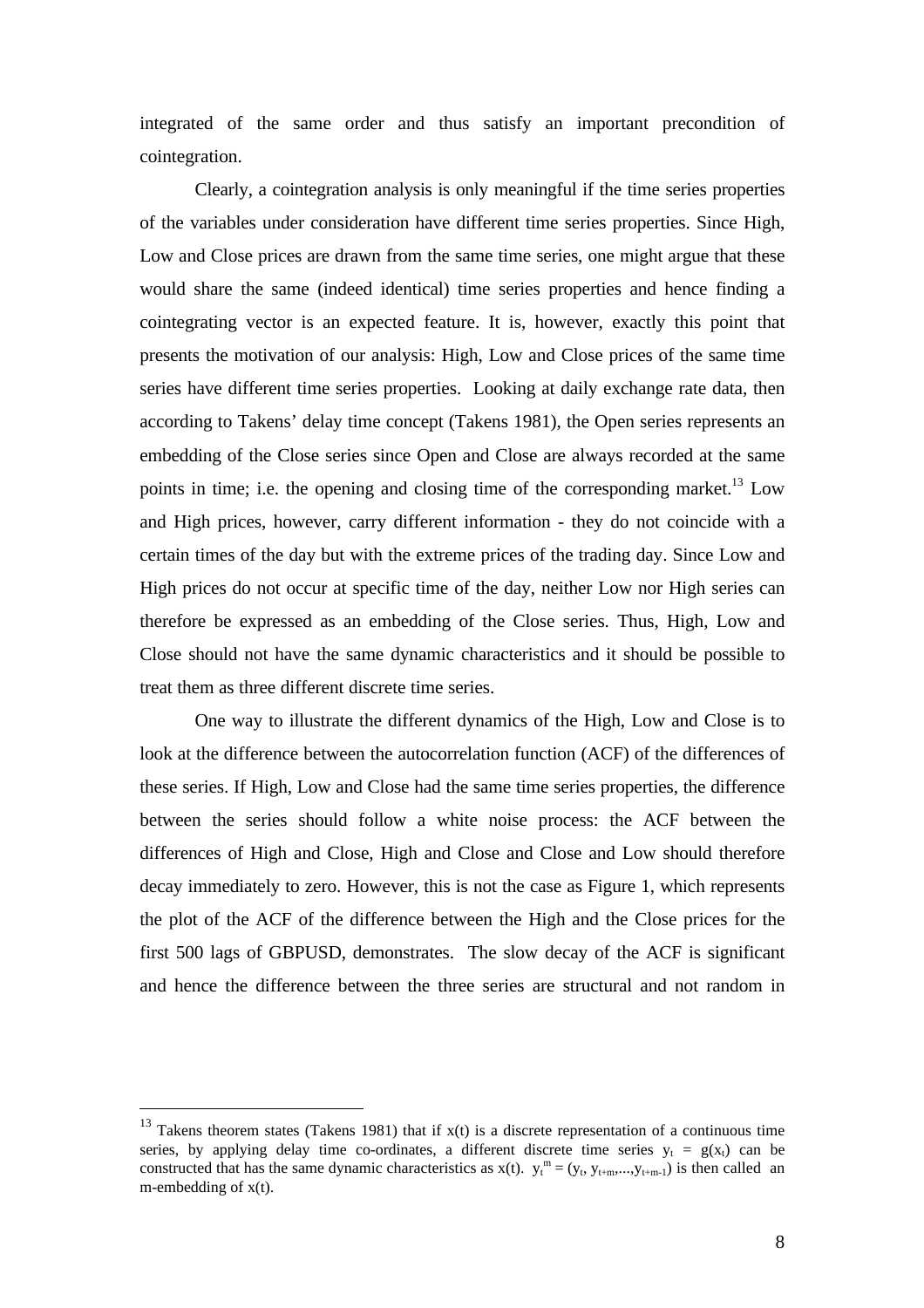integrated of the same order and thus satisfy an important precondition of cointegration.

Clearly, a cointegration analysis is only meaningful if the time series properties of the variables under consideration have different time series properties. Since High, Low and Close prices are drawn from the same time series, one might argue that these would share the same (indeed identical) time series properties and hence finding a cointegrating vector is an expected feature. It is, however, exactly this point that presents the motivation of our analysis: High, Low and Close prices of the same time series have different time series properties. Looking at daily exchange rate data, then according to Takens' delay time concept (Takens 1981), the Open series represents an embedding of the Close series since Open and Close are always recorded at the same points in time; i.e. the opening and closing time of the corresponding market.[13] Low and High prices, however, carry different information - they do not coincide with a certain times of the day but with the extreme prices of the trading day. Since Low and High prices do not occur at specific time of the day, neither Low nor High series can therefore be expressed as an embedding of the Close series. Thus, High, Low and Close should not have the same dynamic characteristics and it should be possible to treat them as three different discrete time series.

One way to illustrate the different dynamics of the High, Low and Close is to look at the difference between the autocorrelation function (ACF) of the differences of these series. If High, Low and Close had the same time series properties, the difference between the series should follow a white noise process: the ACF between the differences of High and Close, High and Close and Close and Low should therefore decay immediately to zero. However, this is not the case as Figure 1, which represents the plot of the ACF of the difference between the High and the Close prices for the first 500 lags of GBPUSD, demonstrates. The slow decay of the ACF is significant and hence the difference between the three series are structural and not random in

---

[13] Takens theorem states (Takens 1981) that if $x(t)$ is a discrete representation of a continuous time series, by applying delay time co-ordinates, a different discrete time series $y_t = g(x_t)$ can be constructed that has the same dynamic characteristics as $x(t)$. $y_t^m = (y_t, y_{t+m}, \ldots, y_{t+m-1})$ is then called an m-embedding of $x(t)$.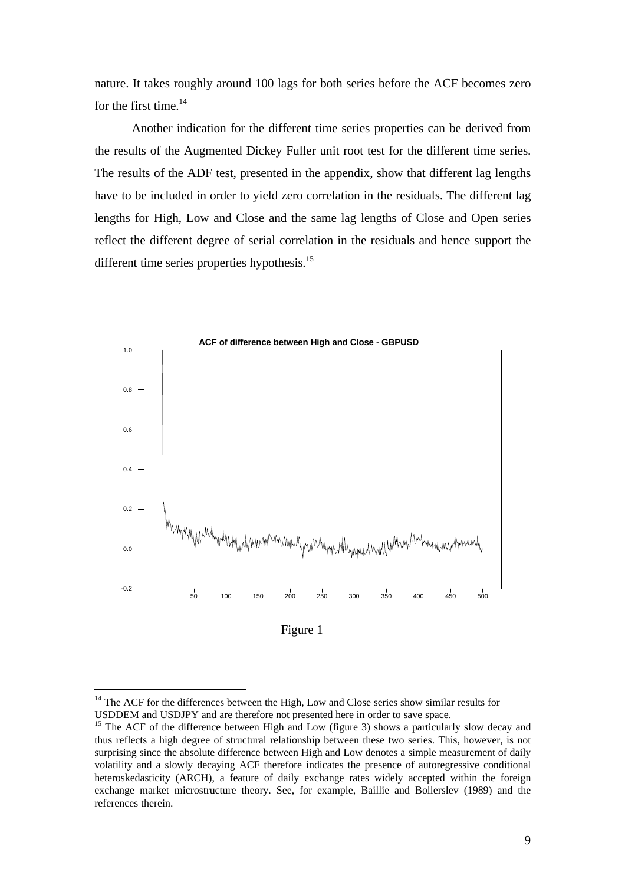nature. It takes roughly around 100 lags for both series before the ACF becomes zero for the first time.[14]

Another indication for the different time series properties can be derived from the results of the Augmented Dickey Fuller unit root test for the different time series. The results of the ADF test, presented in the appendix, show that different lag lengths have to be included in order to yield zero correlation in the residuals. The different lag lengths for High, Low and Close and the same lag lengths of Close and Open series reflect the different degree of serial correlation in the residuals and hence support the different time series properties hypothesis.[15]

Figure 1

[14] The ACF for the differences between the High, Low and Close series show similar results for USDDEM and USDJPY and are therefore not presented here in order to save space.

[15] The ACF of the difference between High and Low (figure 3) shows a particularly slow decay and thus reflects a high degree of structural relationship between these two series. This, however, is not surprising since the absolute difference between High and Low denotes a simple measurement of daily volatility and a slowly decaying ACF therefore indicates the presence of autoregressive conditional heteroskedasticity (ARCH), a feature of daily exchange rates widely accepted within the foreign exchange market microstructure theory. See, for example, Baillie and Bollerslev (1989) and the references therein.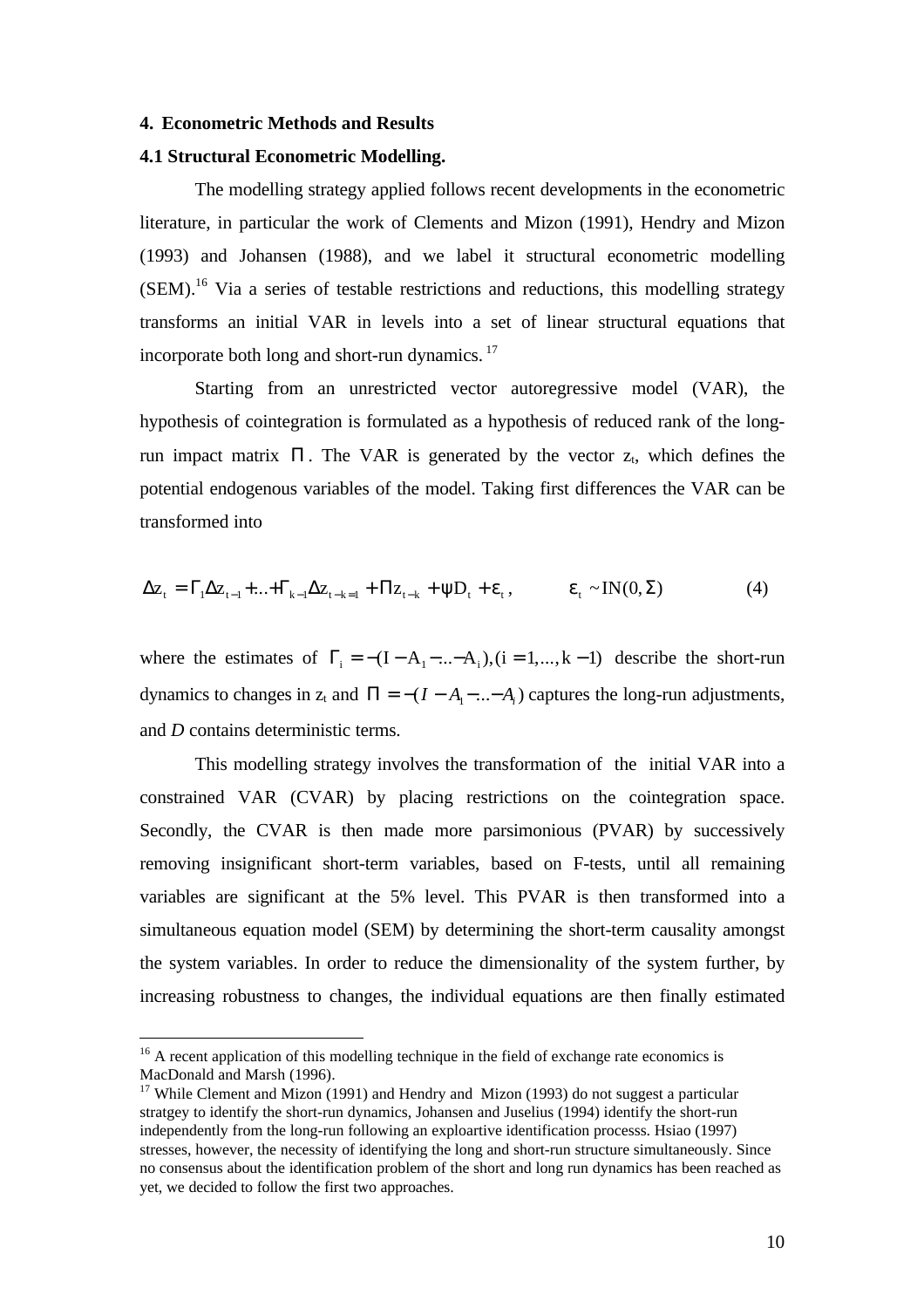## 4. Econometric Methods and Results

### 4.1 Structural Econometric Modelling.

The modelling strategy applied follows recent developments in the econometric literature, in particular the work of Clements and Mizon (1991), Hendry and Mizon (1993) and Johansen (1988), and we label it structural econometric modelling (SEM).[16] Via a series of testable restrictions and reductions, this modelling strategy transforms an initial VAR in levels into a set of linear structural equations that incorporate both long and short-run dynamics.[17]

Starting from an unrestricted vector autoregressive model (VAR), the hypothesis of cointegration is formulated as a hypothesis of reduced rank of the long-run impact matrix $\Pi$. The VAR is generated by the vector $z_t$, which defines the potential endogenous variables of the model. Taking first differences the VAR can be transformed into

$$\Delta z_t = \Gamma_1 \Delta z_{t-1} + \ldots + \Gamma_{k-1} \Delta z_{t-k=1} + \Pi z_{t-k} + \psi D_t + \varepsilon_t , \qquad \varepsilon_t \sim IN(0, \Sigma) \qquad (4)$$

where the estimates of $\Gamma_i = -(I - A_1 - \ldots - A_i), (i = 1, \ldots, k-1)$ describe the short-run dynamics to changes in $z_t$ and $\Pi = -(I - A_1 - \ldots - A_i)$ captures the long-run adjustments, and *D* contains deterministic terms.

This modelling strategy involves the transformation of the initial VAR into a constrained VAR (CVAR) by placing restrictions on the cointegration space. Secondly, the CVAR is then made more parsimonious (PVAR) by successively removing insignificant short-term variables, based on F-tests, until all remaining variables are significant at the 5% level. This PVAR is then transformed into a simultaneous equation model (SEM) by determining the short-term causality amongst the system variables. In order to reduce the dimensionality of the system further, by increasing robustness to changes, the individual equations are then finally estimated

---

[16] A recent application of this modelling technique in the field of exchange rate economics is MacDonald and Marsh (1996).

[17] While Clement and Mizon (1991) and Hendry and Mizon (1993) do not suggest a particular stratgey to identify the short-run dynamics, Johansen and Juselius (1994) identify the short-run independently from the long-run following an exploartive identification processs. Hsiao (1997) stresses, however, the necessity of identifying the long and short-run structure simultaneously. Since no consensus about the identification problem of the short and long run dynamics has been reached as yet, we decided to follow the first two approaches.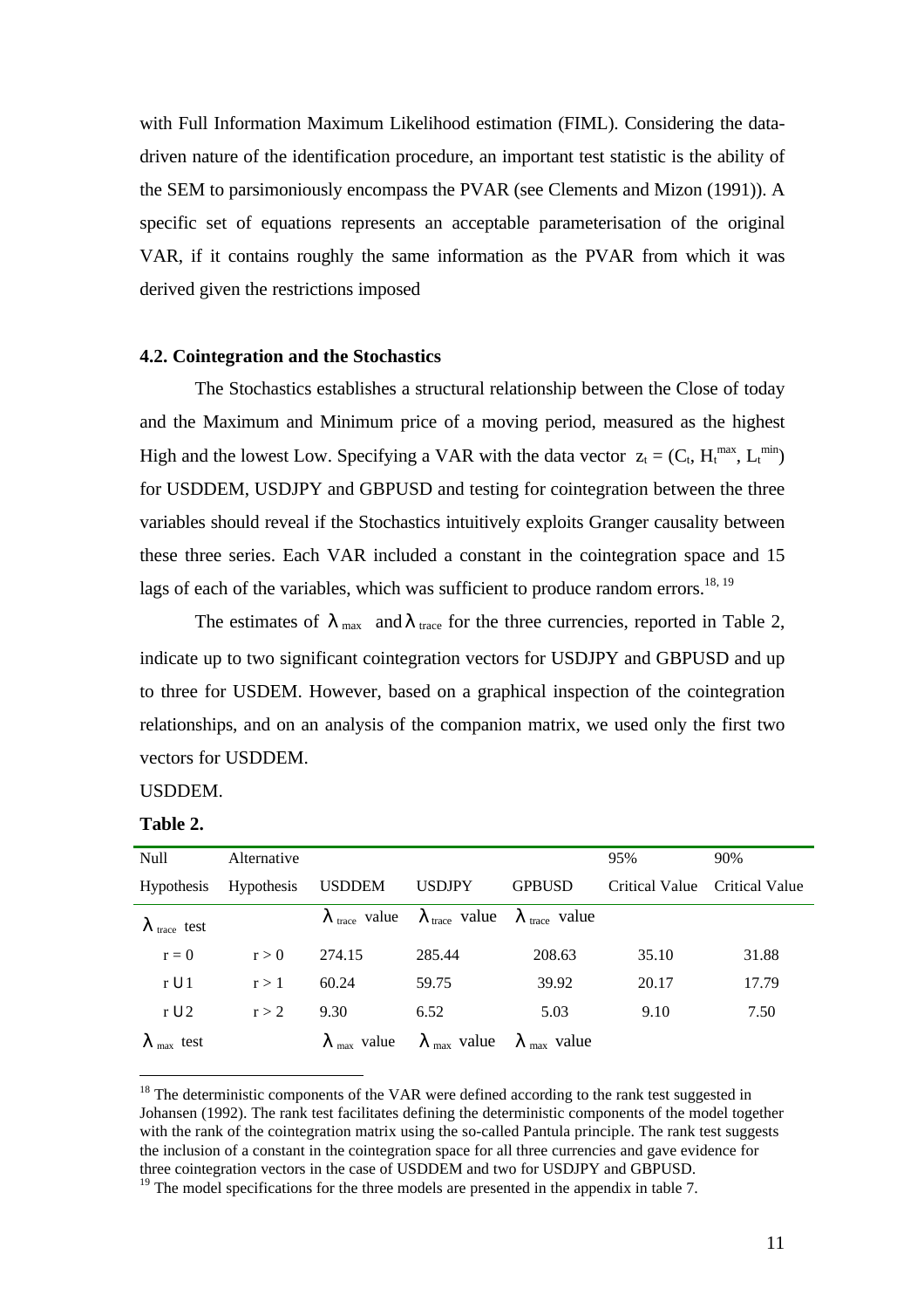with Full Information Maximum Likelihood estimation (FIML). Considering the data-driven nature of the identification procedure, an important test statistic is the ability of the SEM to parsimoniously encompass the PVAR (see Clements and Mizon (1991)). A specific set of equations represents an acceptable parameterisation of the original VAR, if it contains roughly the same information as the PVAR from which it was derived given the restrictions imposed

### 4.2. Cointegration and the Stochastics

The Stochastics establishes a structural relationship between the Close of today and the Maximum and Minimum price of a moving period, measured as the highest High and the lowest Low. Specifying a VAR with the data vector $z_t = (C_t, H_t^{max}, L_t^{min})$ for USDDEM, USDJPY and GBPUSD and testing for cointegration between the three variables should reveal if the Stochastics intuitively exploits Granger causality between these three series. Each VAR included a constant in the cointegration space and 15 lags of each of the variables, which was sufficient to produce random errors.[18, 19]

The estimates of $\lambda_{max}$ and $\lambda_{trace}$ for the three currencies, reported in Table 2, indicate up to two significant cointegration vectors for USDJPY and GBPUSD and up to three for USDEM. However, based on a graphical inspection of the cointegration relationships, and on an analysis of the companion matrix, we used only the first two vectors for USDDEM.

USDDEM.

**Table 2.**

| Null Hypothesis | Alternative Hypothesis | USDDEM | USDJPY | GPBUSD | 95% Critical Value | 90% Critical Value |
|---|---|---|---|---|---|---|
| $\lambda_{trace}$ test | | $\lambda_{trace}$ value | $\lambda_{trace}$ value | $\lambda_{trace}$ value | | |
| $r = 0$ | $r > 0$ | 274.15 | 285.44 | 208.63 | 35.10 | 31.88 |
| $r \leq 1$ | $r > 1$ | 60.24 | 59.75 | 39.92 | 20.17 | 17.79 |
| $r \leq 2$ | $r > 2$ | 9.30 | 6.52 | 5.03 | 9.10 | 7.50 |
| $\lambda_{max}$ test | | $\lambda_{max}$ value | $\lambda_{max}$ value | $\lambda_{max}$ value | | |

[18] The deterministic components of the VAR were defined according to the rank test suggested in Johansen (1992). The rank test facilitates defining the deterministic components of the model together with the rank of the cointegration matrix using the so-called Pantula principle. The rank test suggests the inclusion of a constant in the cointegration space for all three currencies and gave evidence for three cointegration vectors in the case of USDDEM and two for USDJPY and GBPUSD.

[19] The model specifications for the three models are presented in the appendix in table 7.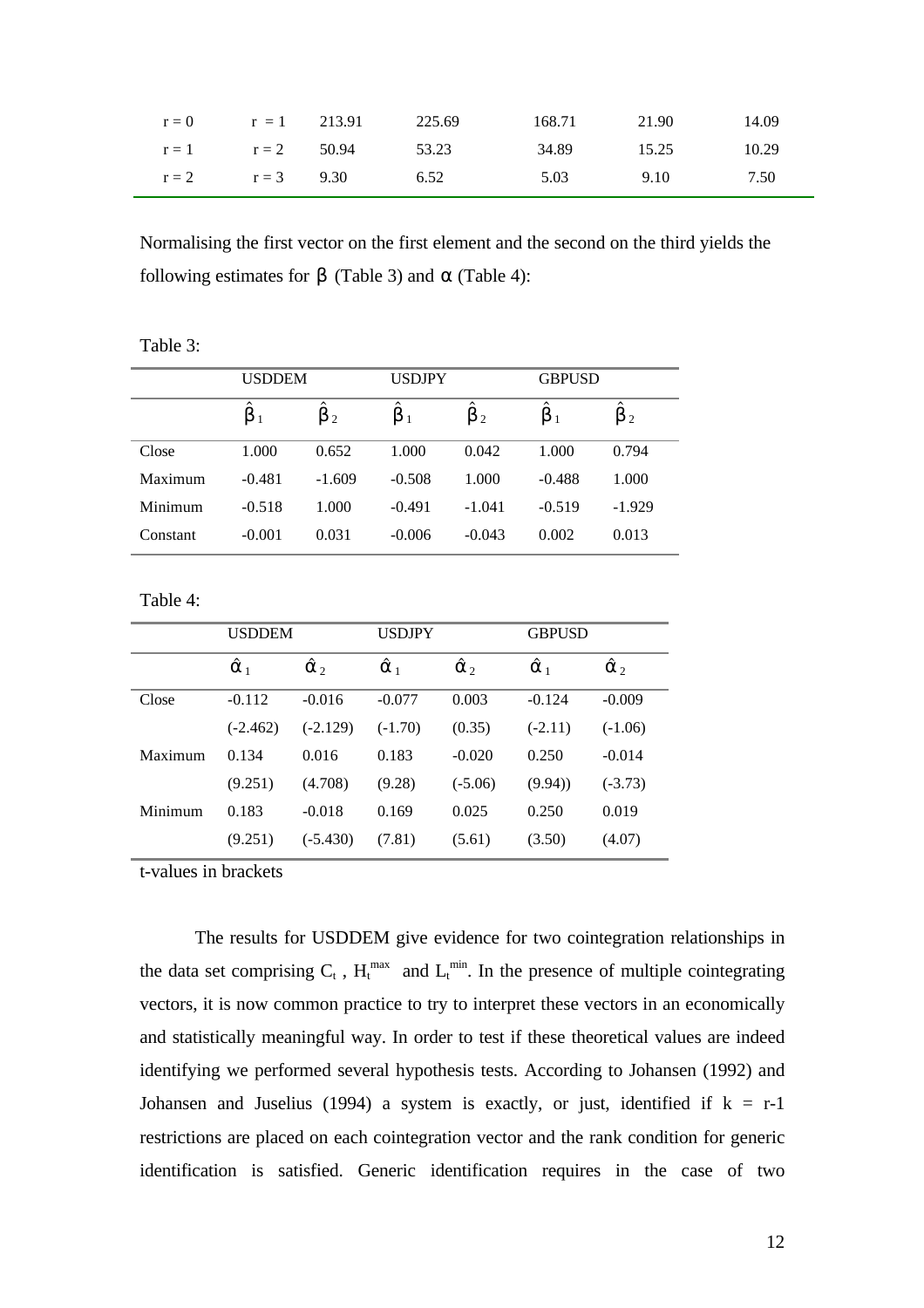| | | | | | | |
|---|---|---|---|---|---|---|
| r = 0 | r = 1 | 213.91 | 225.69 | 168.71 | 21.90 | 14.09 |
| r = 1 | r = 2 | 50.94 | 53.23 | 34.89 | 15.25 | 10.29 |
| r = 2 | r = 3 | 9.30 | 6.52 | 5.03 | 9.10 | 7.50 |

Normalising the first vector on the first element and the second on the third yields the following estimates for $\beta$ (Table 3) and $\alpha$ (Table 4):

Table 3:

| | USDDEM | | USDJPY | | GBPUSD | |
|---|---|---|---|---|---|---|
| | $\hat{\beta}_1$ | $\hat{\beta}_2$ | $\hat{\beta}_1$ | $\hat{\beta}_2$ | $\hat{\beta}_1$ | $\hat{\beta}_2$ |
| Close | 1.000 | 0.652 | 1.000 | 0.042 | 1.000 | 0.794 |
| Maximum | -0.481 | -1.609 | -0.508 | 1.000 | -0.488 | 1.000 |
| Minimum | -0.518 | 1.000 | -0.491 | -1.041 | -0.519 | -1.929 |
| Constant | -0.001 | 0.031 | -0.006 | -0.043 | 0.002 | 0.013 |

Table 4:

| | USDDEM | | USDJPY | | GBPUSD | |
|---|---|---|---|---|---|---|
| | $\hat{\alpha}_1$ | $\hat{\alpha}_2$ | $\hat{\alpha}_1$ | $\hat{\alpha}_2$ | $\hat{\alpha}_1$ | $\hat{\alpha}_2$ |
| Close | -0.112 | -0.016 | -0.077 | 0.003 | -0.124 | -0.009 |
| | (-2.462) | (-2.129) | (-1.70) | (0.35) | (-2.11) | (-1.06) |
| Maximum | 0.134 | 0.016 | 0.183 | -0.020 | 0.250 | -0.014 |
| | (9.251) | (4.708) | (9.28) | (-5.06) | (9.94)) | (-3.73) |
| Minimum | 0.183 | -0.018 | 0.169 | 0.025 | 0.250 | 0.019 |
| | (9.251) | (-5.430) | (7.81) | (5.61) | (3.50) | (4.07) |

t-values in brackets

The results for USDDEM give evidence for two cointegration relationships in the data set comprising $C_t$ , $H_t^{max}$ and $L_t^{min}$. In the presence of multiple cointegrating vectors, it is now common practice to try to interpret these vectors in an economically and statistically meaningful way. In order to test if these theoretical values are indeed identifying we performed several hypothesis tests. According to Johansen (1992) and Johansen and Juselius (1994) a system is exactly, or just, identified if $k = r-1$ restrictions are placed on each cointegration vector and the rank condition for generic identification is satisfied. Generic identification requires in the case of two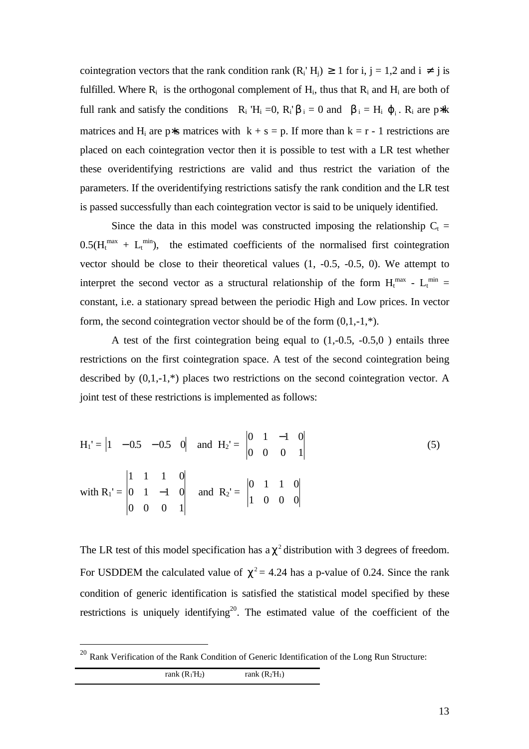cointegration vectors that the rank condition rank $(R_i' H_j) \geq 1$ for i, j = 1,2 and $i \neq j$ is fulfilled. Where $R_i$ is the orthogonal complement of $H_i$, thus that $R_i$ and $H_i$ are both of full rank and satisfy the conditions $R_i' H_i = 0$, $R_i' \beta_i = 0$ and $\beta_i = H_i \varphi_i$. $R_i$ are $p*k$ matrices and $H_i$ are $p*s$ matrices with $k + s = p$. If more than $k = r - 1$ restrictions are placed on each cointegration vector then it is possible to test with a LR test whether these overidentifying restrictions are valid and thus restrict the variation of the parameters. If the overidentifying restrictions satisfy the rank condition and the LR test is passed successfully than each cointegration vector is said to be uniquely identified.

Since the data in this model was constructed imposing the relationship $C_t = 0.5(H_t^{max} + L_t^{min})$, the estimated coefficients of the normalised first cointegration vector should be close to their theoretical values (1, -0.5, -0.5, 0). We attempt to interpret the second vector as a structural relationship of the form $H_t^{max} - L_t^{min}$ = constant, i.e. a stationary spread between the periodic High and Low prices. In vector form, the second cointegration vector should be of the form (0,1,-1,*).

A test of the first cointegration being equal to (1,-0.5, -0.5,0 ) entails three restrictions on the first cointegration space. A test of the second cointegration being described by (0,1,-1,*) places two restrictions on the second cointegration vector. A joint test of these restrictions is implemented as follows:

$$H_1' = \begin{vmatrix} 1 & -0.5 & -0.5 & 0 \end{vmatrix} \quad \text{and} \quad H_2' = \begin{vmatrix} 0 & 1 & -1 & 0 \\ 0 & 0 & 0 & 1 \end{vmatrix} \qquad (5)$$

$$\text{with } R_1' = \begin{vmatrix} 1 & 1 & 1 & 0 \\ 0 & 1 & -1 & 0 \\ 0 & 0 & 0 & 1 \end{vmatrix} \quad \text{and} \quad R_2' = \begin{vmatrix} 0 & 1 & 1 & 0 \\ 1 & 0 & 0 & 0 \end{vmatrix}$$

The LR test of this model specification has a $\chi^2$ distribution with 3 degrees of freedom. For USDDEM the calculated value of $\chi^2 = 4.24$ has a p-value of 0.24. Since the rank condition of generic identification is satisfied the statistical model specified by these restrictions is uniquely identifying[20]. The estimated value of the coefficient of the

[20] Rank Verification of the Rank Condition of Generic Identification of the Long Run Structure:

| | rank $(R_1'H_2)$ | rank $(R_2'H_1)$ |
|---|---|---|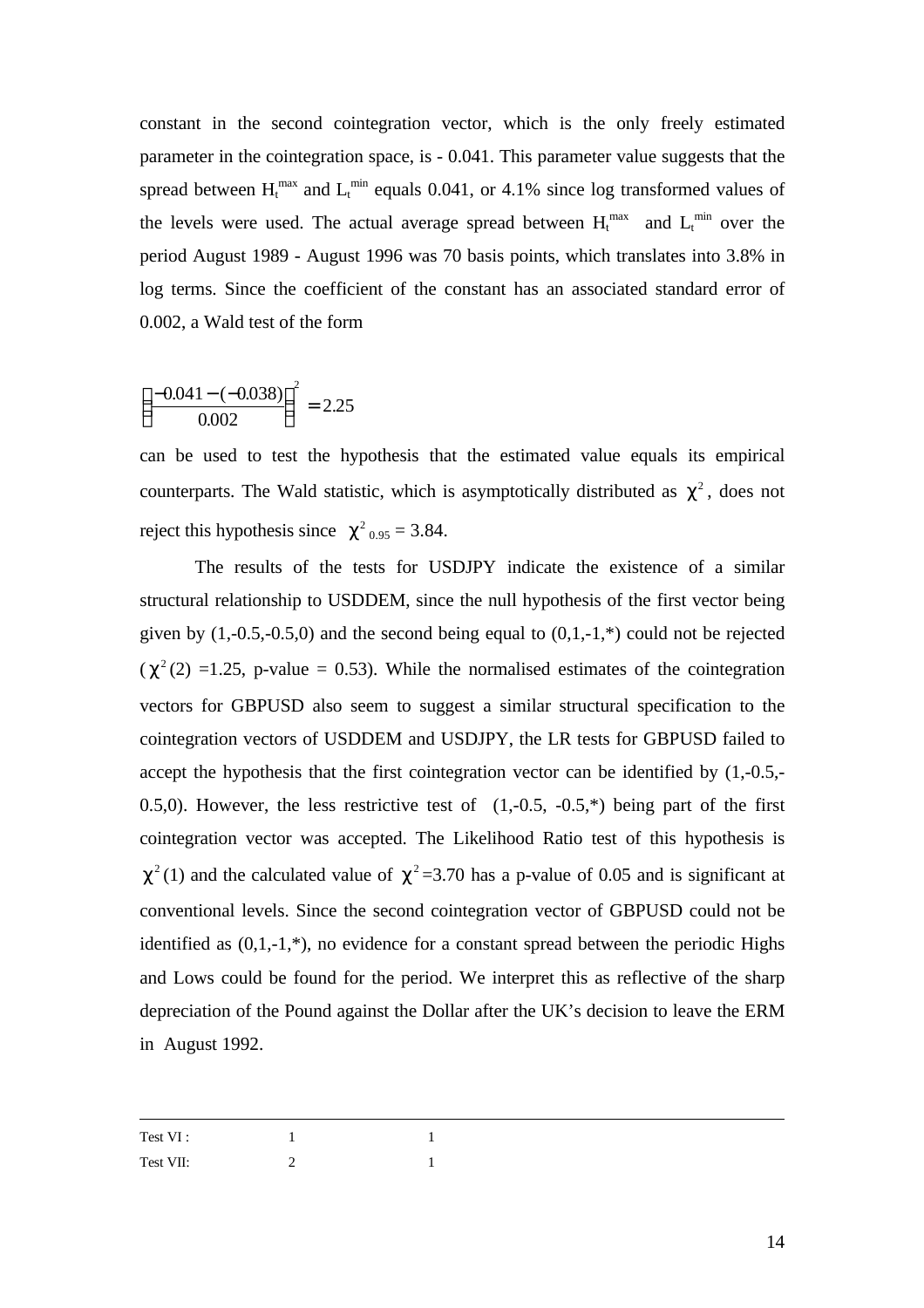constant in the second cointegration vector, which is the only freely estimated parameter in the cointegration space, is - 0.041. This parameter value suggests that the spread between $H_t^{max}$ and $L_t^{min}$ equals 0.041, or 4.1% since log transformed values of the levels were used. The actual average spread between $H_t^{max}$ and $L_t^{min}$ over the period August 1989 - August 1996 was 70 basis points, which translates into 3.8% in log terms. Since the coefficient of the constant has an associated standard error of 0.002, a Wald test of the form

$$\left(\frac{-0.041-(-0.038)}{0.002}\right)^2 = 2.25$$

can be used to test the hypothesis that the estimated value equals its empirical counterparts. The Wald statistic, which is asymptotically distributed as $\chi^2$, does not reject this hypothesis since $\chi^2_{0.95} = 3.84$.

The results of the tests for USDJPY indicate the existence of a similar structural relationship to USDDEM, since the null hypothesis of the first vector being given by (1,-0.5,-0.5,0) and the second being equal to (0,1,-1,*) could not be rejected ($\chi^2(2)$ =1.25, p-value = 0.53). While the normalised estimates of the cointegration vectors for GBPUSD also seem to suggest a similar structural specification to the cointegration vectors of USDDEM and USDJPY, the LR tests for GBPUSD failed to accept the hypothesis that the first cointegration vector can be identified by (1,-0.5,-0.5,0). However, the less restrictive test of (1,-0.5, -0.5,*) being part of the first cointegration vector was accepted. The Likelihood Ratio test of this hypothesis is $\chi^2(1)$ and the calculated value of $\chi^2$=3.70 has a p-value of 0.05 and is significant at conventional levels. Since the second cointegration vector of GBPUSD could not be identified as (0,1,-1,*), no evidence for a constant spread between the periodic Highs and Lows could be found for the period. We interpret this as reflective of the sharp depreciation of the Pound against the Dollar after the UK's decision to leave the ERM in August 1992.

---

| | | |
|---|---|---|
| Test VI : | 1 | 1 |
| Test VII: | 2 | 1 |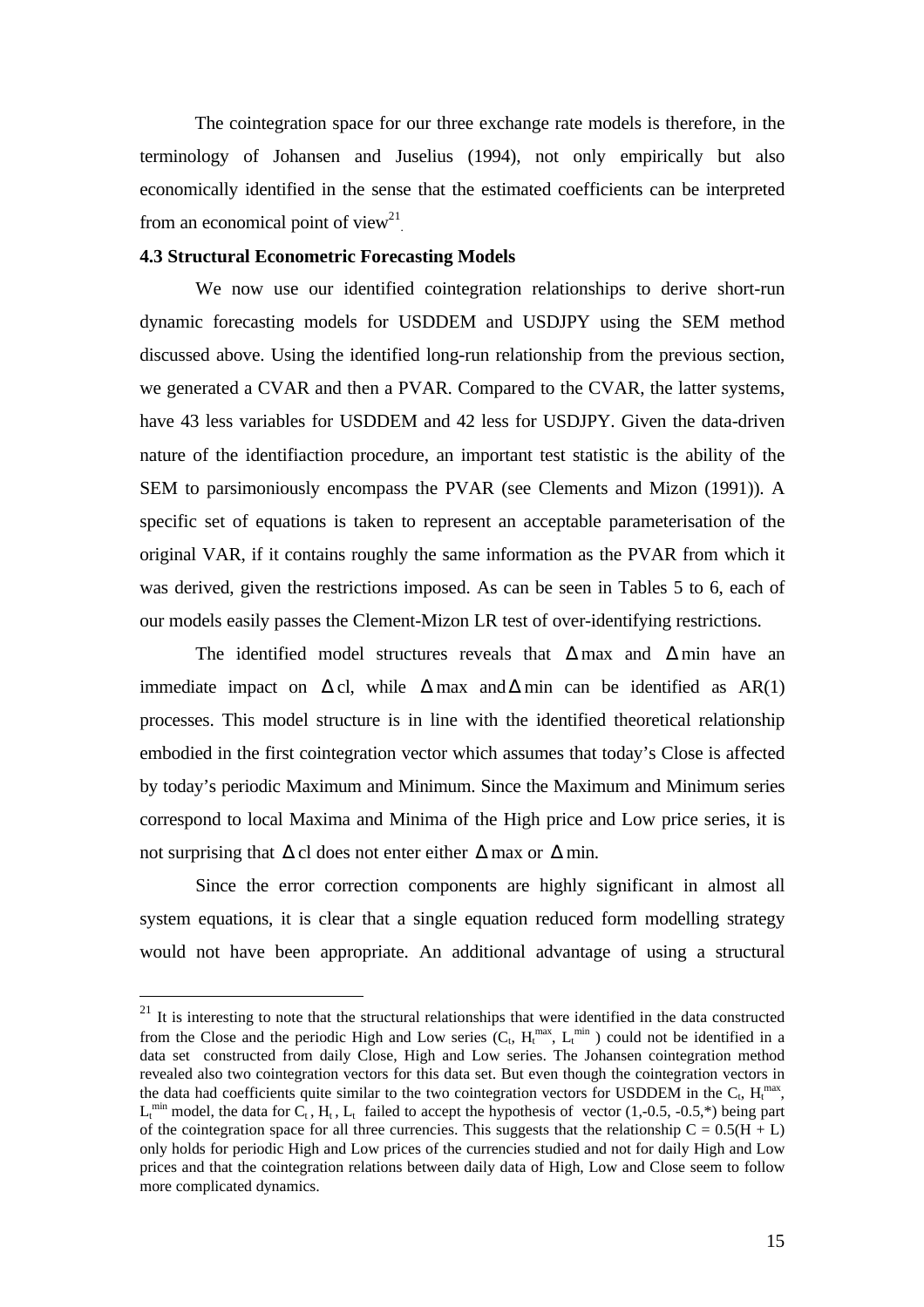The cointegration space for our three exchange rate models is therefore, in the terminology of Johansen and Juselius (1994), not only empirically but also economically identified in the sense that the estimated coefficients can be interpreted from an economical point of view[21].

### 4.3 Structural Econometric Forecasting Models

We now use our identified cointegration relationships to derive short-run dynamic forecasting models for USDDEM and USDJPY using the SEM method discussed above. Using the identified long-run relationship from the previous section, we generated a CVAR and then a PVAR. Compared to the CVAR, the latter systems, have 43 less variables for USDDEM and 42 less for USDJPY. Given the data-driven nature of the identifiaction procedure, an important test statistic is the ability of the SEM to parsimoniously encompass the PVAR (see Clements and Mizon (1991)). A specific set of equations is taken to represent an acceptable parameterisation of the original VAR, if it contains roughly the same information as the PVAR from which it was derived, given the restrictions imposed. As can be seen in Tables 5 to 6, each of our models easily passes the Clement-Mizon LR test of over-identifying restrictions.

The identified model structures reveals that $\Delta$max and $\Delta$min have an immediate impact on $\Delta$cl, while $\Delta$max and $\Delta$min can be identified as AR(1) processes. This model structure is in line with the identified theoretical relationship embodied in the first cointegration vector which assumes that today's Close is affected by today's periodic Maximum and Minimum. Since the Maximum and Minimum series correspond to local Maxima and Minima of the High price and Low price series, it is not surprising that $\Delta$cl does not enter either $\Delta$max or $\Delta$min.

Since the error correction components are highly significant in almost all system equations, it is clear that a single equation reduced form modelling strategy would not have been appropriate. An additional advantage of using a structural

---

[21] It is interesting to note that the structural relationships that were identified in the data constructed from the Close and the periodic High and Low series ($C_t$, $H_t^{max}$, $L_t^{min}$ ) could not be identified in a data set constructed from daily Close, High and Low series. The Johansen cointegration method revealed also two cointegration vectors for this data set. But even though the cointegration vectors in the data had coefficients quite similar to the two cointegration vectors for USDDEM in the $C_t$, $H_t^{max}$, $L_t^{min}$ model, the data for $C_t$, $H_t$, $L_t$ failed to accept the hypothesis of vector (1,-0.5, -0.5,*) being part of the cointegration space for all three currencies. This suggests that the relationship $C = 0.5(H + L)$ only holds for periodic High and Low prices of the currencies studied and not for daily High and Low prices and that the cointegration relations between daily data of High, Low and Close seem to follow more complicated dynamics.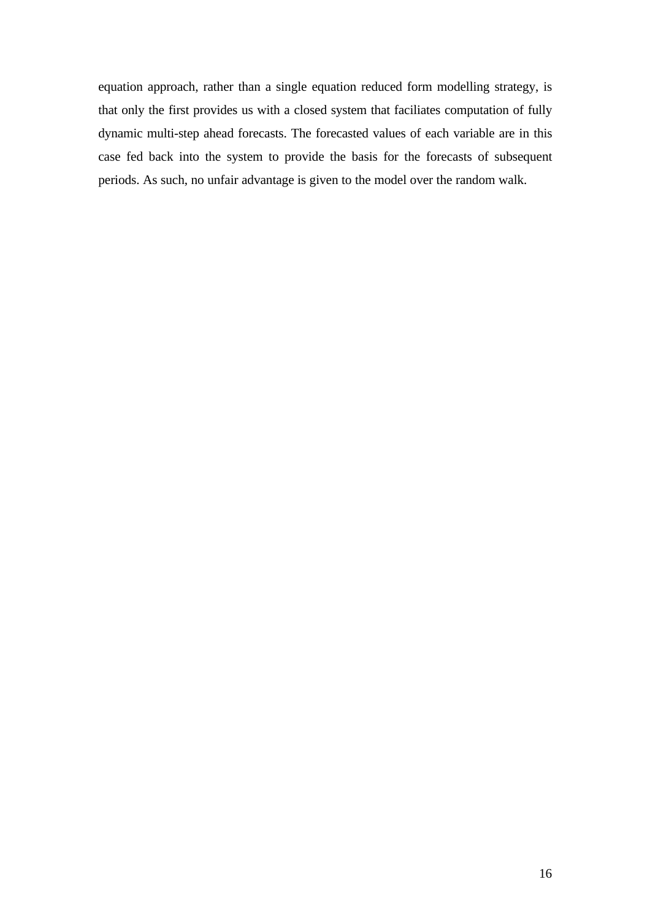equation approach, rather than a single equation reduced form modelling strategy, is that only the first provides us with a closed system that faciliates computation of fully dynamic multi-step ahead forecasts. The forecasted values of each variable are in this case fed back into the system to provide the basis for the forecasts of subsequent periods. As such, no unfair advantage is given to the model over the random walk.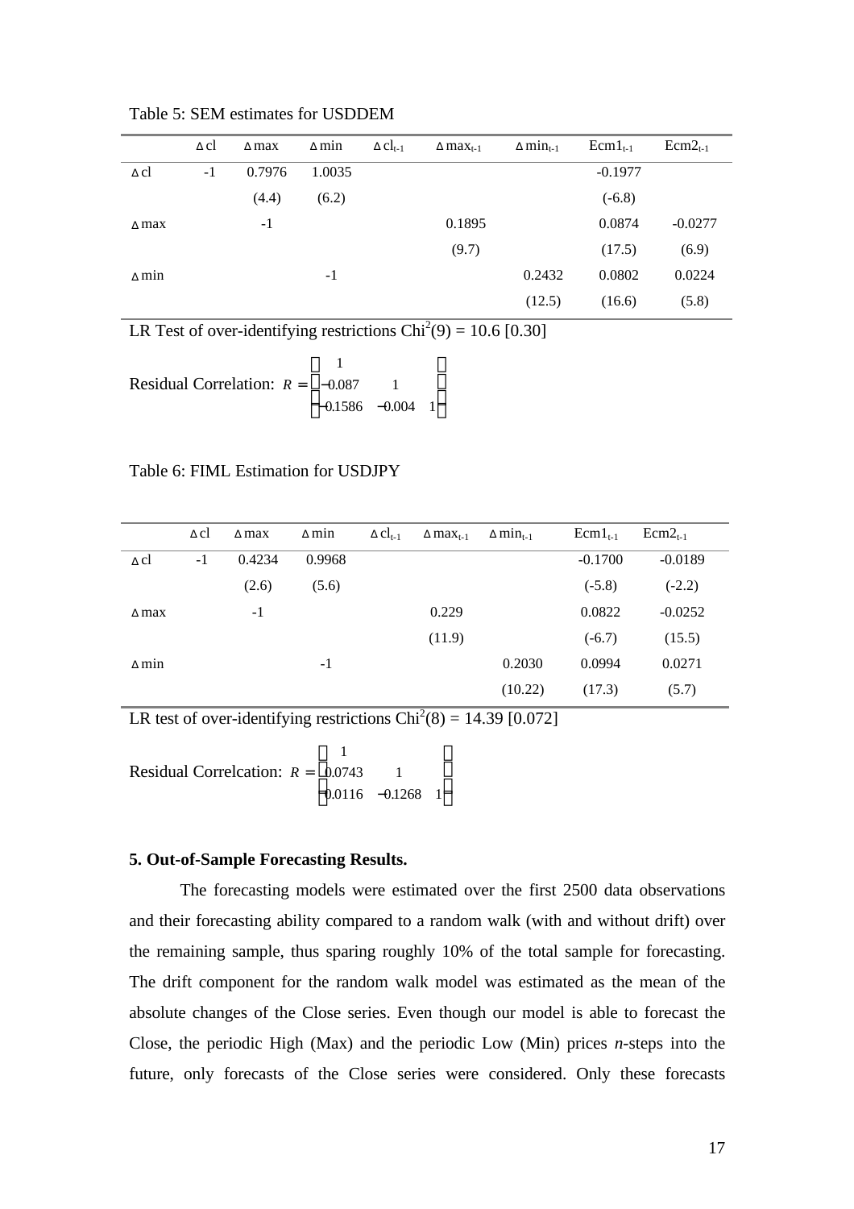Table 5: SEM estimates for USDDEM

| | Δcl | Δmax | Δmin | Δcl$_{t-1}$ | Δmax$_{t-1}$ | Δmin$_{t-1}$ | Ecm1$_{t-1}$ | Ecm2$_{t-1}$ |
|---|---|---|---|---|---|---|---|---|
| Δcl | -1 | 0.7976 | 1.0035 | | | | -0.1977 | |
| | | (4.4) | (6.2) | | | | (-6.8) | |
| Δmax | | -1 | | | 0.1895 | | 0.0874 | -0.0277 |
| | | | | | (9.7) | | (17.5) | (6.9) |
| Δmin | | | -1 | | | 0.2432 | 0.0802 | 0.0224 |
| | | | | | | (12.5) | (16.6) | (5.8) |

LR Test of over-identifying restrictions Chi$^2$(9) = 10.6 [0.30]

Residual Correlation: $R = \begin{bmatrix} 1 & & \\ -0.087 & 1 & \\ -0.1586 & -0.004 & 1 \end{bmatrix}$

Table 6: FIML Estimation for USDJPY

| | Δcl | Δmax | Δmin | Δcl$_{t-1}$ | Δmax$_{t-1}$ | Δmin$_{t-1}$ | Ecm1$_{t-1}$ | Ecm2$_{t-1}$ |
|---|---|---|---|---|---|---|---|---|
| Δcl | -1 | 0.4234 | 0.9968 | | | | -0.1700 | -0.0189 |
| | | (2.6) | (5.6) | | | | (-5.8) | (-2.2) |
| Δmax | | -1 | | | 0.229 | | 0.0822 | -0.0252 |
| | | | | | (11.9) | | (-6.7) | (15.5) |
| Δmin | | | -1 | | | 0.2030 | 0.0994 | 0.0271 |
| | | | | | | (10.22) | (17.3) | (5.7) |

LR test of over-identifying restrictions Chi$^2$(8) = 14.39 [0.072]

Residual Correlcation: $R = \begin{bmatrix} 1 & & \\ 0.0743 & 1 & \\ -0.0116 & -0.1268 & 1 \end{bmatrix}$

**5. Out-of-Sample Forecasting Results.**

The forecasting models were estimated over the first 2500 data observations and their forecasting ability compared to a random walk (with and without drift) over the remaining sample, thus sparing roughly 10% of the total sample for forecasting. The drift component for the random walk model was estimated as the mean of the absolute changes of the Close series. Even though our model is able to forecast the Close, the periodic High (Max) and the periodic Low (Min) prices *n*-steps into the future, only forecasts of the Close series were considered. Only these forecasts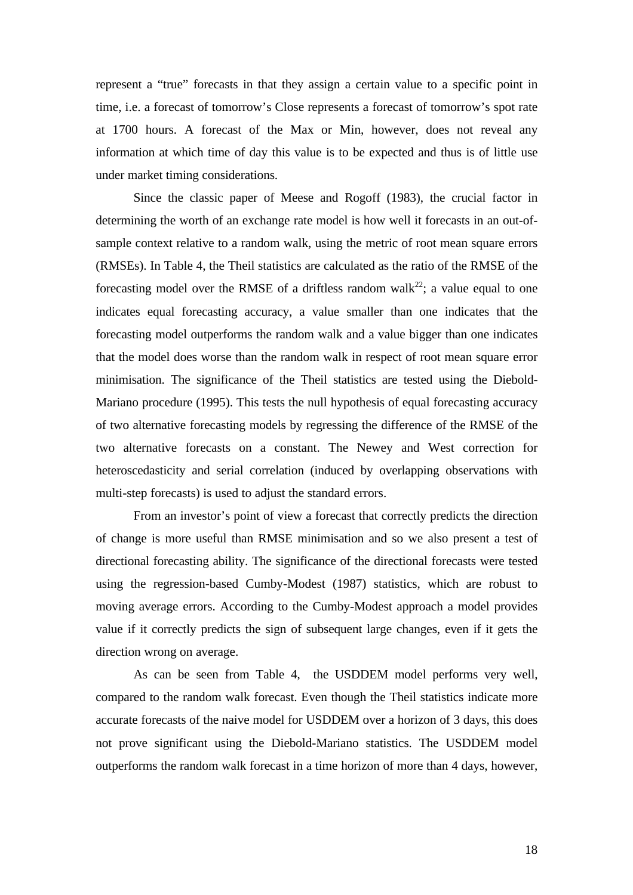represent a "true" forecasts in that they assign a certain value to a specific point in time, i.e. a forecast of tomorrow's Close represents a forecast of tomorrow's spot rate at 1700 hours. A forecast of the Max or Min, however, does not reveal any information at which time of day this value is to be expected and thus is of little use under market timing considerations.

Since the classic paper of Meese and Rogoff (1983), the crucial factor in determining the worth of an exchange rate model is how well it forecasts in an out-of-sample context relative to a random walk, using the metric of root mean square errors (RMSEs). In Table 4, the Theil statistics are calculated as the ratio of the RMSE of the forecasting model over the RMSE of a driftless random walk[22]; a value equal to one indicates equal forecasting accuracy, a value smaller than one indicates that the forecasting model outperforms the random walk and a value bigger than one indicates that the model does worse than the random walk in respect of root mean square error minimisation. The significance of the Theil statistics are tested using the Diebold-Mariano procedure (1995). This tests the null hypothesis of equal forecasting accuracy of two alternative forecasting models by regressing the difference of the RMSE of the two alternative forecasts on a constant. The Newey and West correction for heteroscedasticity and serial correlation (induced by overlapping observations with multi-step forecasts) is used to adjust the standard errors.

From an investor's point of view a forecast that correctly predicts the direction of change is more useful than RMSE minimisation and so we also present a test of directional forecasting ability. The significance of the directional forecasts were tested using the regression-based Cumby-Modest (1987) statistics, which are robust to moving average errors. According to the Cumby-Modest approach a model provides value if it correctly predicts the sign of subsequent large changes, even if it gets the direction wrong on average.

As can be seen from Table 4, the USDDEM model performs very well, compared to the random walk forecast. Even though the Theil statistics indicate more accurate forecasts of the naive model for USDDEM over a horizon of 3 days, this does not prove significant using the Diebold-Mariano statistics. The USDDEM model outperforms the random walk forecast in a time horizon of more than 4 days, however,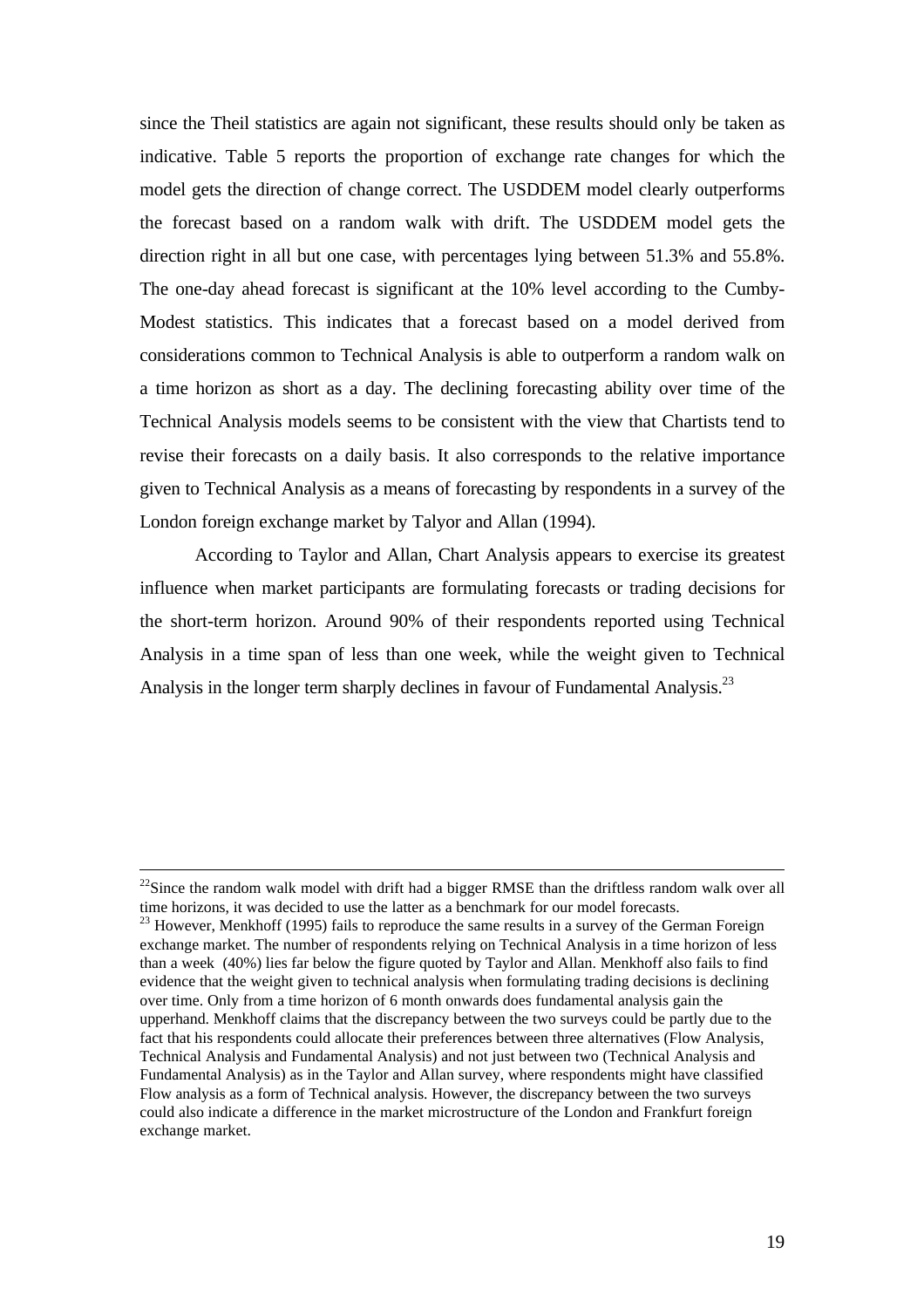since the Theil statistics are again not significant, these results should only be taken as indicative. Table 5 reports the proportion of exchange rate changes for which the model gets the direction of change correct. The USDDEM model clearly outperforms the forecast based on a random walk with drift. The USDDEM model gets the direction right in all but one case, with percentages lying between 51.3% and 55.8%. The one-day ahead forecast is significant at the 10% level according to the Cumby-Modest statistics. This indicates that a forecast based on a model derived from considerations common to Technical Analysis is able to outperform a random walk on a time horizon as short as a day. The declining forecasting ability over time of the Technical Analysis models seems to be consistent with the view that Chartists tend to revise their forecasts on a daily basis. It also corresponds to the relative importance given to Technical Analysis as a means of forecasting by respondents in a survey of the London foreign exchange market by Talyor and Allan (1994).

According to Taylor and Allan, Chart Analysis appears to exercise its greatest influence when market participants are formulating forecasts or trading decisions for the short-term horizon. Around 90% of their respondents reported using Technical Analysis in a time span of less than one week, while the weight given to Technical Analysis in the longer term sharply declines in favour of Fundamental Analysis.[23]

---

[22]Since the random walk model with drift had a bigger RMSE than the driftless random walk over all time horizons, it was decided to use the latter as a benchmark for our model forecasts.

[23] However, Menkhoff (1995) fails to reproduce the same results in a survey of the German Foreign exchange market. The number of respondents relying on Technical Analysis in a time horizon of less than a week (40%) lies far below the figure quoted by Taylor and Allan. Menkhoff also fails to find evidence that the weight given to technical analysis when formulating trading decisions is declining over time. Only from a time horizon of 6 month onwards does fundamental analysis gain the upperhand. Menkhoff claims that the discrepancy between the two surveys could be partly due to the fact that his respondents could allocate their preferences between three alternatives (Flow Analysis, Technical Analysis and Fundamental Analysis) and not just between two (Technical Analysis and Fundamental Analysis) as in the Taylor and Allan survey, where respondents might have classified Flow analysis as a form of Technical analysis. However, the discrepancy between the two surveys could also indicate a difference in the market microstructure of the London and Frankfurt foreign exchange market.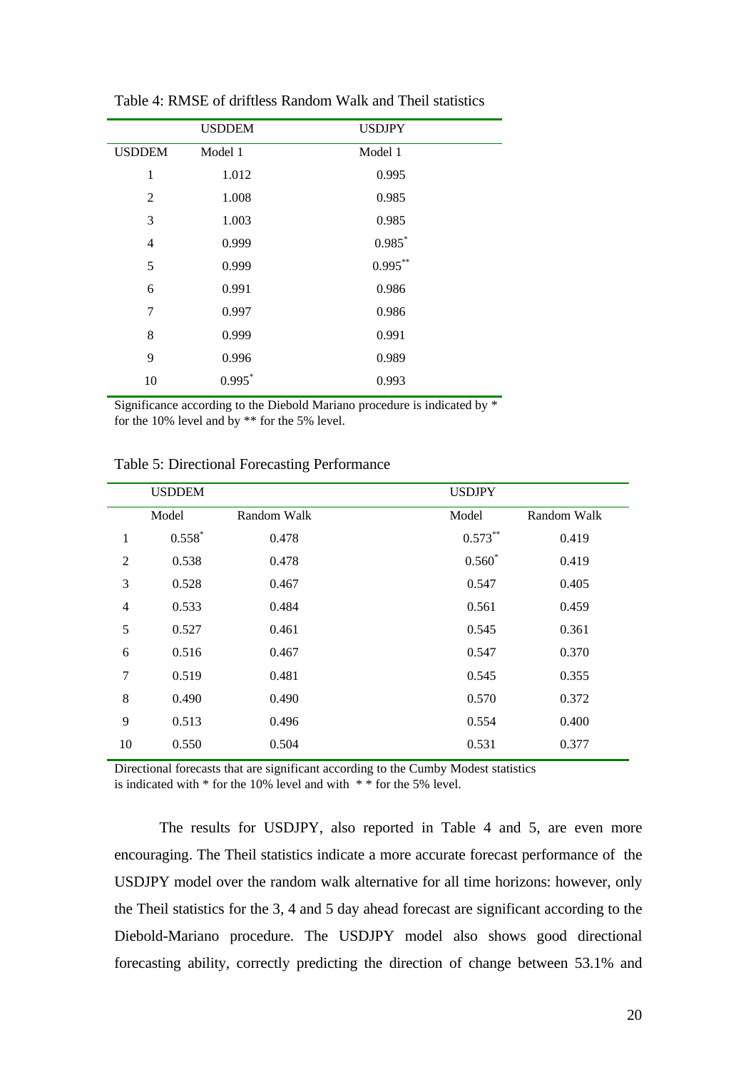Table 4: RMSE of driftless Random Walk and Theil statistics

| | USDDEM | USDJPY |
|---|---|---|
| USDDEM | Model 1 | Model 1 |
| 1 | 1.012 | 0.995 |
| 2 | 1.008 | 0.985 |
| 3 | 1.003 | 0.985 |
| 4 | 0.999 | 0.985* |
| 5 | 0.999 | 0.995** |
| 6 | 0.991 | 0.986 |
| 7 | 0.997 | 0.986 |
| 8 | 0.999 | 0.991 |
| 9 | 0.996 | 0.989 |
| 10 | 0.995* | 0.993 |

Significance according to the Diebold Mariano procedure is indicated by * for the 10% level and by ** for the 5% level.

Table 5: Directional Forecasting Performance

| | USDDEM | | USDJPY | |
|---|---|---|---|---|
| | Model | Random Walk | Model | Random Walk |
| 1 | 0.558* | 0.478 | 0.573** | 0.419 |
| 2 | 0.538 | 0.478 | 0.560* | 0.419 |
| 3 | 0.528 | 0.467 | 0.547 | 0.405 |
| 4 | 0.533 | 0.484 | 0.561 | 0.459 |
| 5 | 0.527 | 0.461 | 0.545 | 0.361 |
| 6 | 0.516 | 0.467 | 0.547 | 0.370 |
| 7 | 0.519 | 0.481 | 0.545 | 0.355 |
| 8 | 0.490 | 0.490 | 0.570 | 0.372 |
| 9 | 0.513 | 0.496 | 0.554 | 0.400 |
| 10 | 0.550 | 0.504 | 0.531 | 0.377 |

Directional forecasts that are significant according to the Cumby Modest statistics is indicated with * for the 10% level and with * * for the 5% level.

The results for USDJPY, also reported in Table 4 and 5, are even more encouraging. The Theil statistics indicate a more accurate forecast performance of the USDJPY model over the random walk alternative for all time horizons: however, only the Theil statistics for the 3, 4 and 5 day ahead forecast are significant according to the Diebold-Mariano procedure. The USDJPY model also shows good directional forecasting ability, correctly predicting the direction of change between 53.1% and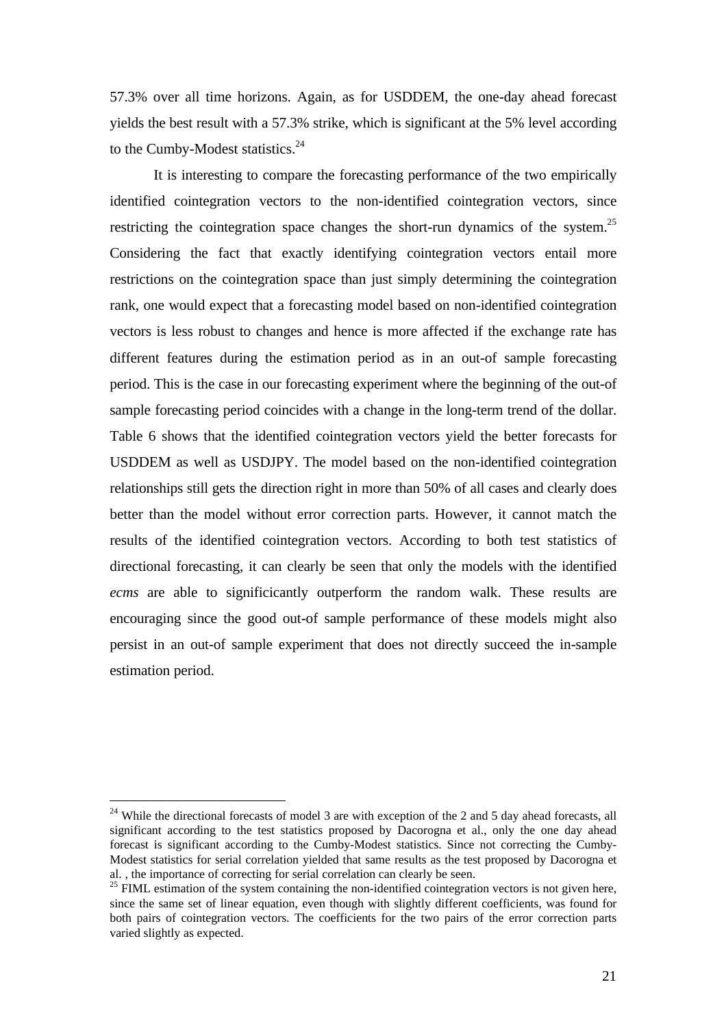57.3% over all time horizons. Again, as for USDDEM, the one-day ahead forecast yields the best result with a 57.3% strike, which is significant at the 5% level according to the Cumby-Modest statistics.[24]

It is interesting to compare the forecasting performance of the two empirically identified cointegration vectors to the non-identified cointegration vectors, since restricting the cointegration space changes the short-run dynamics of the system.[25] Considering the fact that exactly identifying cointegration vectors entail more restrictions on the cointegration space than just simply determining the cointegration rank, one would expect that a forecasting model based on non-identified cointegration vectors is less robust to changes and hence is more affected if the exchange rate has different features during the estimation period as in an out-of sample forecasting period. This is the case in our forecasting experiment where the beginning of the out-of sample forecasting period coincides with a change in the long-term trend of the dollar. Table 6 shows that the identified cointegration vectors yield the better forecasts for USDDEM as well as USDJPY. The model based on the non-identified cointegration relationships still gets the direction right in more than 50% of all cases and clearly does better than the model without error correction parts. However, it cannot match the results of the identified cointegration vectors. According to both test statistics of directional forecasting, it can clearly be seen that only the models with the identified *ecms* are able to significicantly outperform the random walk. These results are encouraging since the good out-of sample performance of these models might also persist in an out-of sample experiment that does not directly succeed the in-sample estimation period.

---

[24] While the directional forecasts of model 3 are with exception of the 2 and 5 day ahead forecasts, all significant according to the test statistics proposed by Dacorogna et al., only the one day ahead forecast is significant according to the Cumby-Modest statistics. Since not correcting the Cumby-Modest statistics for serial correlation yielded that same results as the test proposed by Dacorogna et al. , the importance of correcting for serial correlation can clearly be seen.

[25] FIML estimation of the system containing the non-identified cointegration vectors is not given here, since the same set of linear equation, even though with slightly different coefficients, was found for both pairs of cointegration vectors. The coefficients for the two pairs of the error correction parts varied slightly as expected.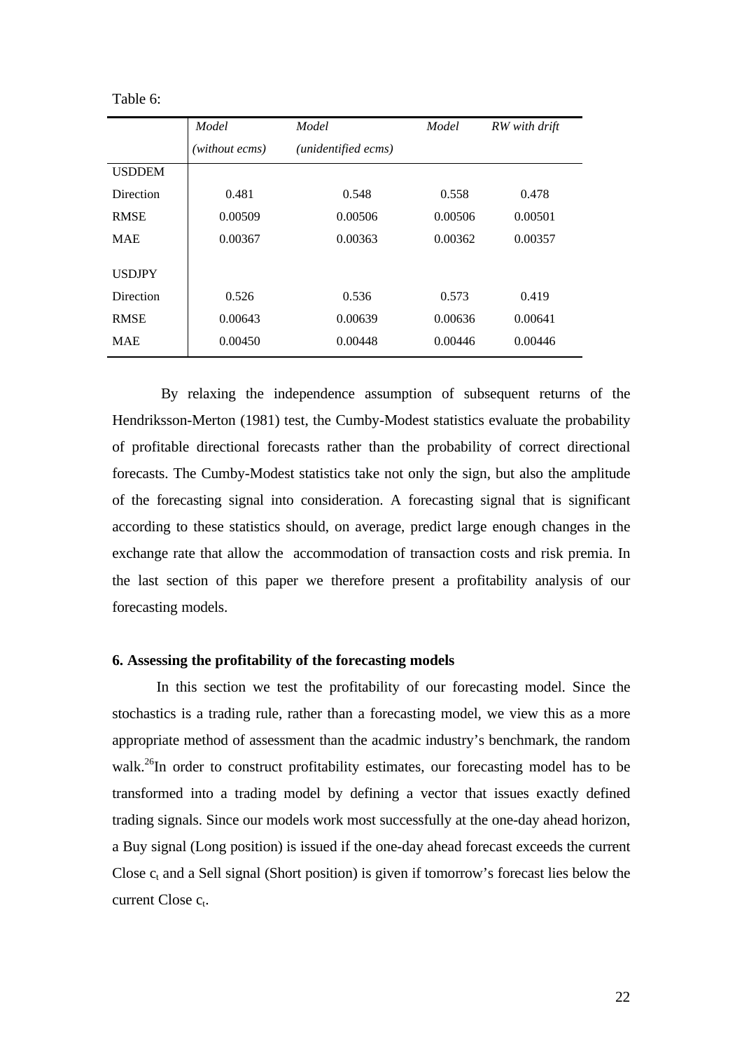Table 6:

| | *Model* *(without ecms)* | *Model* *(unidentified ecms)* | *Model* | *RW with drift* |
|---|---|---|---|---|
| USDDEM | | | | |
| Direction | 0.481 | 0.548 | 0.558 | 0.478 |
| RMSE | 0.00509 | 0.00506 | 0.00506 | 0.00501 |
| MAE | 0.00367 | 0.00363 | 0.00362 | 0.00357 |
| USDJPY | | | | |
| Direction | 0.526 | 0.536 | 0.573 | 0.419 |
| RMSE | 0.00643 | 0.00639 | 0.00636 | 0.00641 |
| MAE | 0.00450 | 0.00448 | 0.00446 | 0.00446 |

By relaxing the independence assumption of subsequent returns of the Hendriksson-Merton (1981) test, the Cumby-Modest statistics evaluate the probability of profitable directional forecasts rather than the probability of correct directional forecasts. The Cumby-Modest statistics take not only the sign, but also the amplitude of the forecasting signal into consideration. A forecasting signal that is significant according to these statistics should, on average, predict large enough changes in the exchange rate that allow the accommodation of transaction costs and risk premia. In the last section of this paper we therefore present a profitability analysis of our forecasting models.

### 6. Assessing the profitability of the forecasting models

In this section we test the profitability of our forecasting model. Since the stochastics is a trading rule, rather than a forecasting model, we view this as a more appropriate method of assessment than the acadmic industry's benchmark, the random walk.[26] In order to construct profitability estimates, our forecasting model has to be transformed into a trading model by defining a vector that issues exactly defined trading signals. Since our models work most successfully at the one-day ahead horizon, a Buy signal (Long position) is issued if the one-day ahead forecast exceeds the current Close $c_t$ and a Sell signal (Short position) is given if tomorrow's forecast lies below the current Close $c_t$.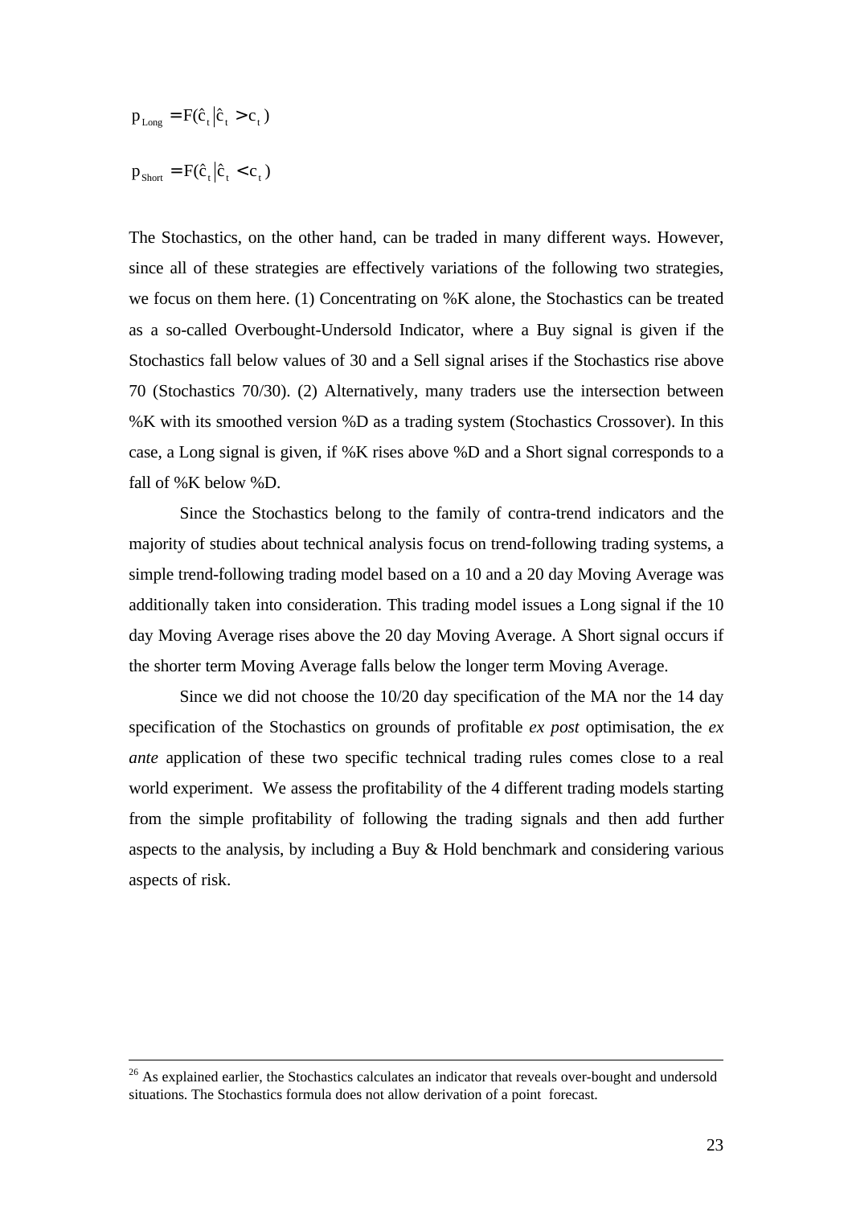$$p_{Long} = F(\hat{c}_t | \hat{c}_t > c_t)$$

$$p_{Short} = F(\hat{c}_t | \hat{c}_t < c_t)$$

The Stochastics, on the other hand, can be traded in many different ways. However, since all of these strategies are effectively variations of the following two strategies, we focus on them here. (1) Concentrating on %K alone, the Stochastics can be treated as a so-called Overbought-Undersold Indicator, where a Buy signal is given if the Stochastics fall below values of 30 and a Sell signal arises if the Stochastics rise above 70 (Stochastics 70/30). (2) Alternatively, many traders use the intersection between %K with its smoothed version %D as a trading system (Stochastics Crossover). In this case, a Long signal is given, if %K rises above %D and a Short signal corresponds to a fall of %K below %D.

Since the Stochastics belong to the family of contra-trend indicators and the majority of studies about technical analysis focus on trend-following trading systems, a simple trend-following trading model based on a 10 and a 20 day Moving Average was additionally taken into consideration. This trading model issues a Long signal if the 10 day Moving Average rises above the 20 day Moving Average. A Short signal occurs if the shorter term Moving Average falls below the longer term Moving Average.

Since we did not choose the 10/20 day specification of the MA nor the 14 day specification of the Stochastics on grounds of profitable *ex post* optimisation, the *ex ante* application of these two specific technical trading rules comes close to a real world experiment. We assess the profitability of the 4 different trading models starting from the simple profitability of following the trading signals and then add further aspects to the analysis, by including a Buy & Hold benchmark and considering various aspects of risk.

---

[26] As explained earlier, the Stochastics calculates an indicator that reveals over-bought and undersold situations. The Stochastics formula does not allow derivation of a point forecast.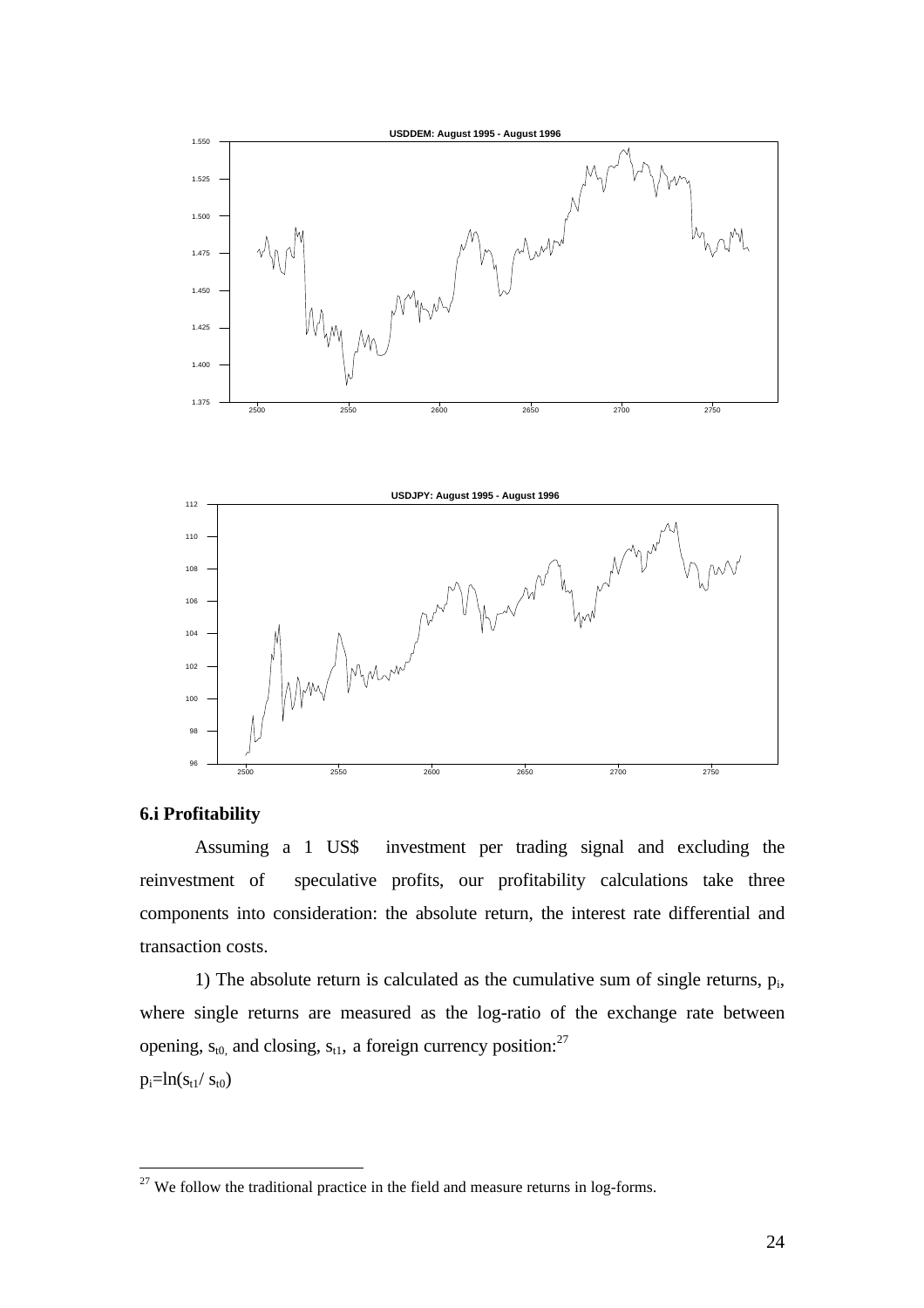USDDEM: August 1995 - August 1996

USDJPY: August 1995 - August 1996

### 6.i Profitability

Assuming a 1 US$ investment per trading signal and excluding the reinvestment of speculative profits, our profitability calculations take three components into consideration: the absolute return, the interest rate differential and transaction costs.

1) The absolute return is calculated as the cumulative sum of single returns, $p_i$, where single returns are measured as the log-ratio of the exchange rate between opening, $s_{t0}$, and closing, $s_{t1}$, a foreign currency position:[27]

$p_i = \ln(s_{t1}/ s_{t0})$

[27] We follow the traditional practice in the field and measure returns in log-forms.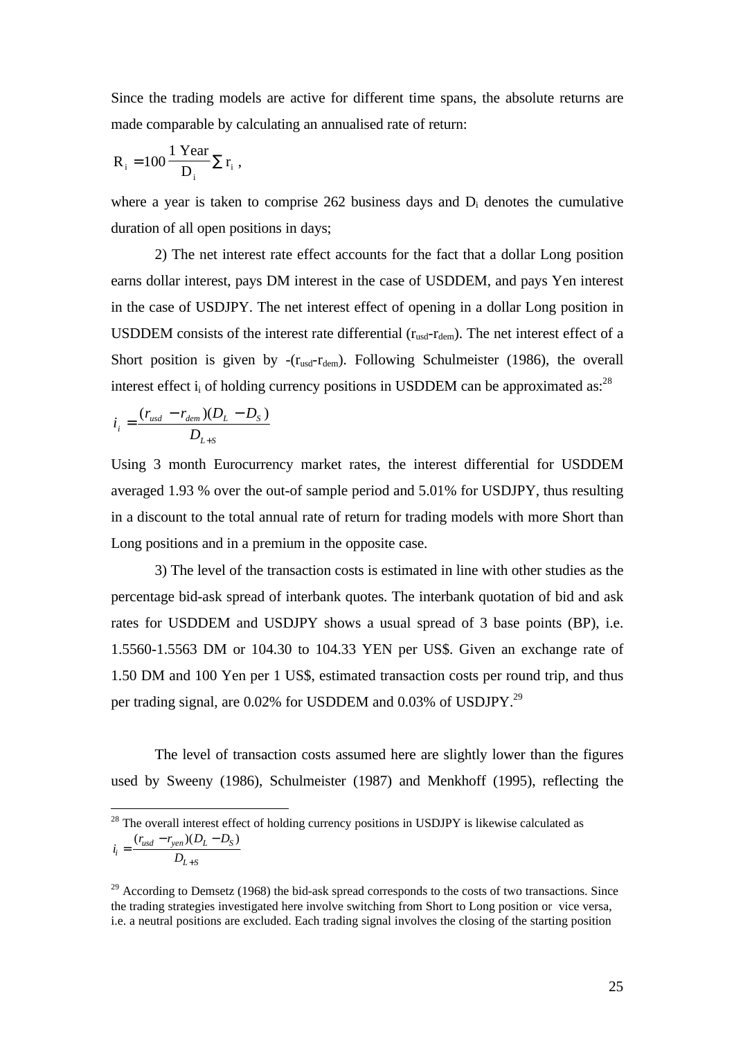Since the trading models are active for different time spans, the absolute returns are made comparable by calculating an annualised rate of return:

$$R_i = 100 \frac{1 \text{ Year}}{D_i} \sum r_i \ ,$$

where a year is taken to comprise 262 business days and $D_i$ denotes the cumulative duration of all open positions in days;

2) The net interest rate effect accounts for the fact that a dollar Long position earns dollar interest, pays DM interest in the case of USDDEM, and pays Yen interest in the case of USDJPY. The net interest effect of opening in a dollar Long position in USDDEM consists of the interest rate differential ($r_{usd}$-$r_{dem}$). The net interest effect of a Short position is given by -($r_{usd}$-$r_{dem}$). Following Schulmeister (1986), the overall interest effect $i_i$ of holding currency positions in USDDEM can be approximated as:[28]

$$i_i = \frac{(r_{usd} - r_{dem})(D_L - D_S)}{D_{L+S}}$$

Using 3 month Eurocurrency market rates, the interest differential for USDDEM averaged 1.93 % over the out-of sample period and 5.01% for USDJPY, thus resulting in a discount to the total annual rate of return for trading models with more Short than Long positions and in a premium in the opposite case.

3) The level of the transaction costs is estimated in line with other studies as the percentage bid-ask spread of interbank quotes. The interbank quotation of bid and ask rates for USDDEM and USDJPY shows a usual spread of 3 base points (BP), i.e. 1.5560-1.5563 DM or 104.30 to 104.33 YEN per US$. Given an exchange rate of 1.50 DM and 100 Yen per 1 US$, estimated transaction costs per round trip, and thus per trading signal, are 0.02% for USDDEM and 0.03% of USDJPY.[29]

The level of transaction costs assumed here are slightly lower than the figures used by Sweeny (1986), Schulmeister (1987) and Menkhoff (1995), reflecting the

---

[28] The overall interest effect of holding currency positions in USDJPY is likewise calculated as

$$i_i = \frac{(r_{usd} - r_{yen})(D_L - D_S)}{D_{L+S}}$$

[29] According to Demsetz (1968) the bid-ask spread corresponds to the costs of two transactions. Since the trading strategies investigated here involve switching from Short to Long position or vice versa, i.e. a neutral positions are excluded. Each trading signal involves the closing of the starting position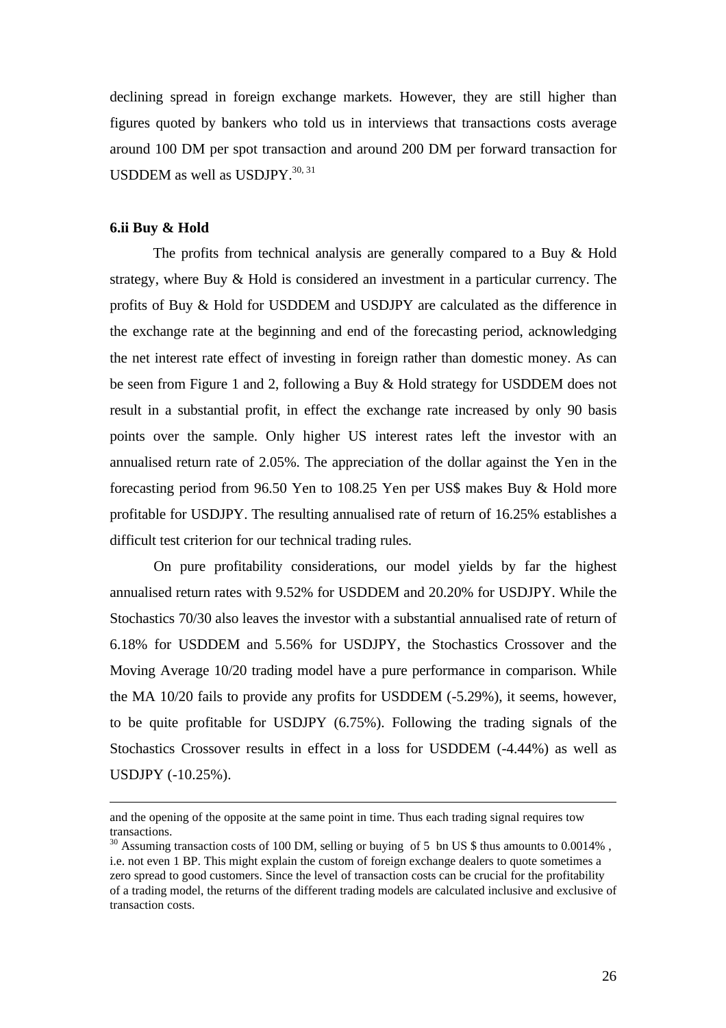declining spread in foreign exchange markets. However, they are still higher than figures quoted by bankers who told us in interviews that transactions costs average around 100 DM per spot transaction and around 200 DM per forward transaction for USDDEM as well as USDJPY.[30, 31]

### 6.ii Buy & Hold

The profits from technical analysis are generally compared to a Buy & Hold strategy, where Buy & Hold is considered an investment in a particular currency. The profits of Buy & Hold for USDDEM and USDJPY are calculated as the difference in the exchange rate at the beginning and end of the forecasting period, acknowledging the net interest rate effect of investing in foreign rather than domestic money. As can be seen from Figure 1 and 2, following a Buy & Hold strategy for USDDEM does not result in a substantial profit, in effect the exchange rate increased by only 90 basis points over the sample. Only higher US interest rates left the investor with an annualised return rate of 2.05%. The appreciation of the dollar against the Yen in the forecasting period from 96.50 Yen to 108.25 Yen per US$ makes Buy & Hold more profitable for USDJPY. The resulting annualised rate of return of 16.25% establishes a difficult test criterion for our technical trading rules.

On pure profitability considerations, our model yields by far the highest annualised return rates with 9.52% for USDDEM and 20.20% for USDJPY. While the Stochastics 70/30 also leaves the investor with a substantial annualised rate of return of 6.18% for USDDEM and 5.56% for USDJPY, the Stochastics Crossover and the Moving Average 10/20 trading model have a pure performance in comparison. While the MA 10/20 fails to provide any profits for USDDEM (-5.29%), it seems, however, to be quite profitable for USDJPY (6.75%). Following the trading signals of the Stochastics Crossover results in effect in a loss for USDDEM (-4.44%) as well as USDJPY (-10.25%).

---

and the opening of the opposite at the same point in time. Thus each trading signal requires tow transactions.

[30] Assuming transaction costs of 100 DM, selling or buying of 5 bn US $ thus amounts to 0.0014% , i.e. not even 1 BP. This might explain the custom of foreign exchange dealers to quote sometimes a zero spread to good customers. Since the level of transaction costs can be crucial for the profitability of a trading model, the returns of the different trading models are calculated inclusive and exclusive of transaction costs.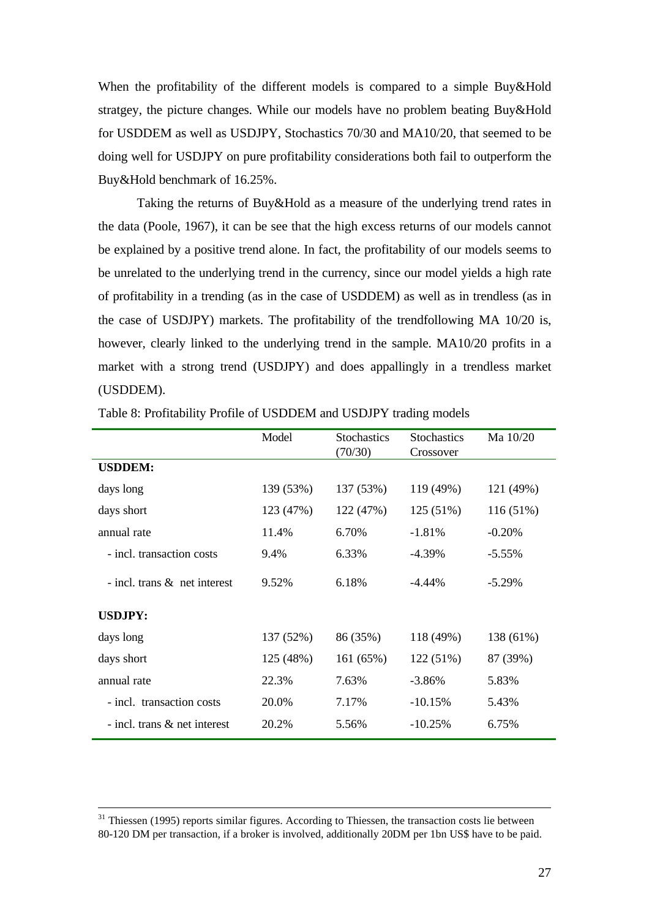When the profitability of the different models is compared to a simple Buy&Hold stratgey, the picture changes. While our models have no problem beating Buy&Hold for USDDEM as well as USDJPY, Stochastics 70/30 and MA10/20, that seemed to be doing well for USDJPY on pure profitability considerations both fail to outperform the Buy&Hold benchmark of 16.25%.

Taking the returns of Buy&Hold as a measure of the underlying trend rates in the data (Poole, 1967), it can be see that the high excess returns of our models cannot be explained by a positive trend alone. In fact, the profitability of our models seems to be unrelated to the underlying trend in the currency, since our model yields a high rate of profitability in a trending (as in the case of USDDEM) as well as in trendless (as in the case of USDJPY) markets. The profitability of the trendfollowing MA 10/20 is, however, clearly linked to the underlying trend in the sample. MA10/20 profits in a market with a strong trend (USDJPY) and does appallingly in a trendless market (USDDEM).

Table 8: Profitability Profile of USDDEM and USDJPY trading models

| | Model | Stochastics (70/30) | Stochastics Crossover | Ma 10/20 |
|---|---|---|---|---|
| **USDDEM:** | | | | |
| days long | 139 (53%) | 137 (53%) | 119 (49%) | 121 (49%) |
| days short | 123 (47%) | 122 (47%) | 125 (51%) | 116 (51%) |
| annual rate | 11.4% | 6.70% | -1.81% | -0.20% |
| - incl. transaction costs | 9.4% | 6.33% | -4.39% | -5.55% |
| - incl. trans & net interest | 9.52% | 6.18% | -4.44% | -5.29% |
| **USDJPY:** | | | | |
| days long | 137 (52%) | 86 (35%) | 118 (49%) | 138 (61%) |
| days short | 125 (48%) | 161 (65%) | 122 (51%) | 87 (39%) |
| annual rate | 22.3% | 7.63% | -3.86% | 5.83% |
| - incl. transaction costs | 20.0% | 7.17% | -10.15% | 5.43% |
| - incl. trans & net interest | 20.2% | 5.56% | -10.25% | 6.75% |

[31] Thiessen (1995) reports similar figures. According to Thiessen, the transaction costs lie between 80-120 DM per transaction, if a broker is involved, additionally 20DM per 1bn US$ have to be paid.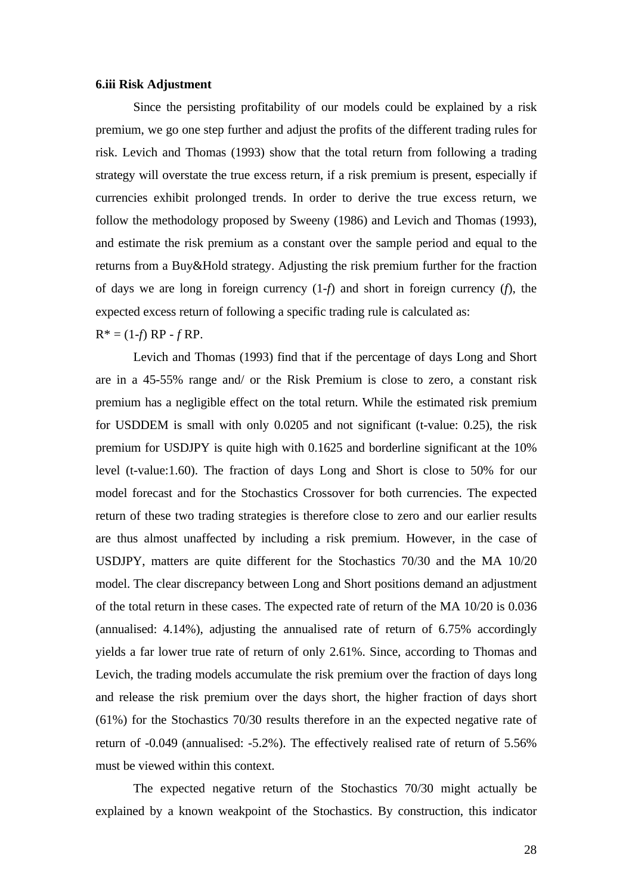### 6.iii Risk Adjustment

Since the persisting profitability of our models could be explained by a risk premium, we go one step further and adjust the profits of the different trading rules for risk. Levich and Thomas (1993) show that the total return from following a trading strategy will overstate the true excess return, if a risk premium is present, especially if currencies exhibit prolonged trends. In order to derive the true excess return, we follow the methodology proposed by Sweeny (1986) and Levich and Thomas (1993), and estimate the risk premium as a constant over the sample period and equal to the returns from a Buy&Hold strategy. Adjusting the risk premium further for the fraction of days we are long in foreign currency ($1-f$) and short in foreign currency ($f$), the expected excess return of following a specific trading rule is calculated as:

$R^* = (1-f)\,RP - f\,RP.$

Levich and Thomas (1993) find that if the percentage of days Long and Short are in a 45-55% range and/ or the Risk Premium is close to zero, a constant risk premium has a negligible effect on the total return. While the estimated risk premium for USDDEM is small with only 0.0205 and not significant (t-value: 0.25), the risk premium for USDJPY is quite high with 0.1625 and borderline significant at the 10% level (t-value:1.60). The fraction of days Long and Short is close to 50% for our model forecast and for the Stochastics Crossover for both currencies. The expected return of these two trading strategies is therefore close to zero and our earlier results are thus almost unaffected by including a risk premium. However, in the case of USDJPY, matters are quite different for the Stochastics 70/30 and the MA 10/20 model. The clear discrepancy between Long and Short positions demand an adjustment of the total return in these cases. The expected rate of return of the MA 10/20 is 0.036 (annualised: 4.14%), adjusting the annualised rate of return of 6.75% accordingly yields a far lower true rate of return of only 2.61%. Since, according to Thomas and Levich, the trading models accumulate the risk premium over the fraction of days long and release the risk premium over the days short, the higher fraction of days short (61%) for the Stochastics 70/30 results therefore in an the expected negative rate of return of -0.049 (annualised: -5.2%). The effectively realised rate of return of 5.56% must be viewed within this context.

The expected negative return of the Stochastics 70/30 might actually be explained by a known weakpoint of the Stochastics. By construction, this indicator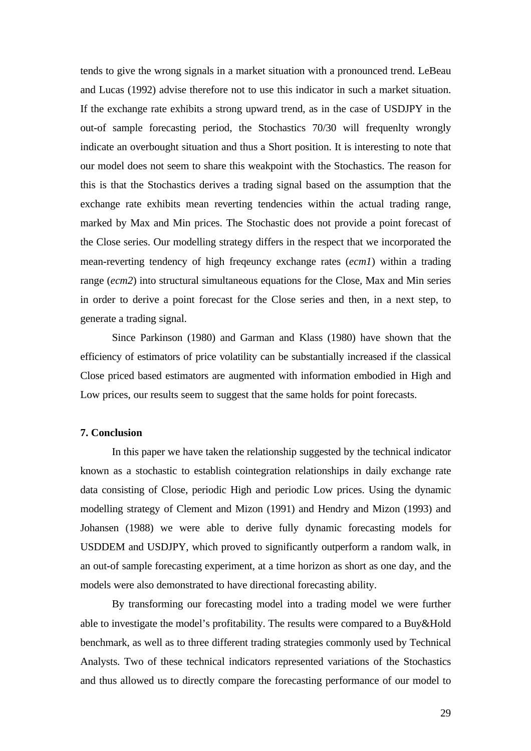tends to give the wrong signals in a market situation with a pronounced trend. LeBeau and Lucas (1992) advise therefore not to use this indicator in such a market situation. If the exchange rate exhibits a strong upward trend, as in the case of USDJPY in the out-of sample forecasting period, the Stochastics 70/30 will frequenlty wrongly indicate an overbought situation and thus a Short position. It is interesting to note that our model does not seem to share this weakpoint with the Stochastics. The reason for this is that the Stochastics derives a trading signal based on the assumption that the exchange rate exhibits mean reverting tendencies within the actual trading range, marked by Max and Min prices. The Stochastic does not provide a point forecast of the Close series. Our modelling strategy differs in the respect that we incorporated the mean-reverting tendency of high freqeuncy exchange rates (*ecm1*) within a trading range (*ecm2*) into structural simultaneous equations for the Close, Max and Min series in order to derive a point forecast for the Close series and then, in a next step, to generate a trading signal.

Since Parkinson (1980) and Garman and Klass (1980) have shown that the efficiency of estimators of price volatility can be substantially increased if the classical Close priced based estimators are augmented with information embodied in High and Low prices, our results seem to suggest that the same holds for point forecasts.

**7. Conclusion**

In this paper we have taken the relationship suggested by the technical indicator known as a stochastic to establish cointegration relationships in daily exchange rate data consisting of Close, periodic High and periodic Low prices. Using the dynamic modelling strategy of Clement and Mizon (1991) and Hendry and Mizon (1993) and Johansen (1988) we were able to derive fully dynamic forecasting models for USDDEM and USDJPY, which proved to significantly outperform a random walk, in an out-of sample forecasting experiment, at a time horizon as short as one day, and the models were also demonstrated to have directional forecasting ability.

By transforming our forecasting model into a trading model we were further able to investigate the model's profitability. The results were compared to a Buy&Hold benchmark, as well as to three different trading strategies commonly used by Technical Analysts. Two of these technical indicators represented variations of the Stochastics and thus allowed us to directly compare the forecasting performance of our model to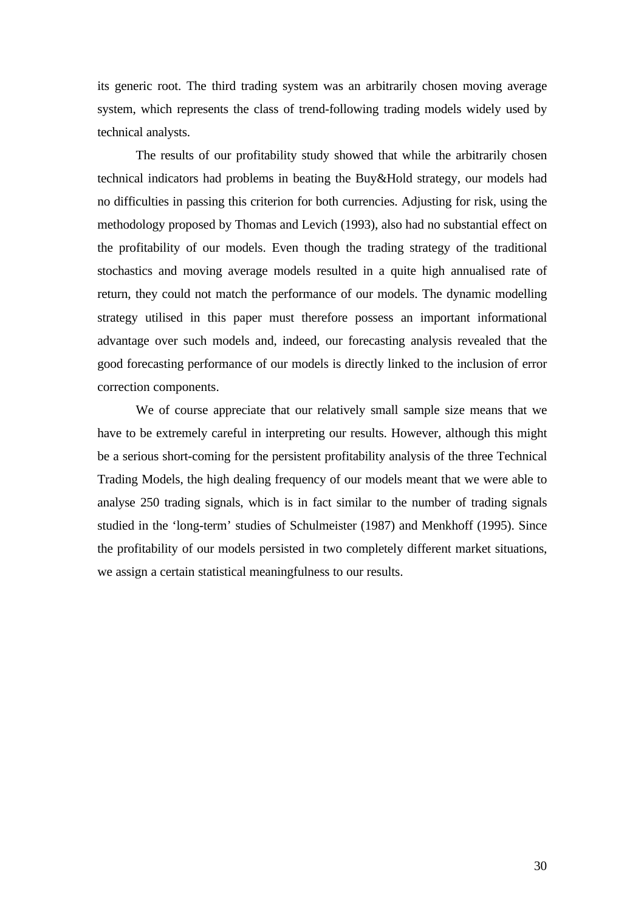its generic root. The third trading system was an arbitrarily chosen moving average system, which represents the class of trend-following trading models widely used by technical analysts.

The results of our profitability study showed that while the arbitrarily chosen technical indicators had problems in beating the Buy&Hold strategy, our models had no difficulties in passing this criterion for both currencies. Adjusting for risk, using the methodology proposed by Thomas and Levich (1993), also had no substantial effect on the profitability of our models. Even though the trading strategy of the traditional stochastics and moving average models resulted in a quite high annualised rate of return, they could not match the performance of our models. The dynamic modelling strategy utilised in this paper must therefore possess an important informational advantage over such models and, indeed, our forecasting analysis revealed that the good forecasting performance of our models is directly linked to the inclusion of error correction components.

We of course appreciate that our relatively small sample size means that we have to be extremely careful in interpreting our results. However, although this might be a serious short-coming for the persistent profitability analysis of the three Technical Trading Models, the high dealing frequency of our models meant that we were able to analyse 250 trading signals, which is in fact similar to the number of trading signals studied in the 'long-term' studies of Schulmeister (1987) and Menkhoff (1995). Since the profitability of our models persisted in two completely different market situations, we assign a certain statistical meaningfulness to our results.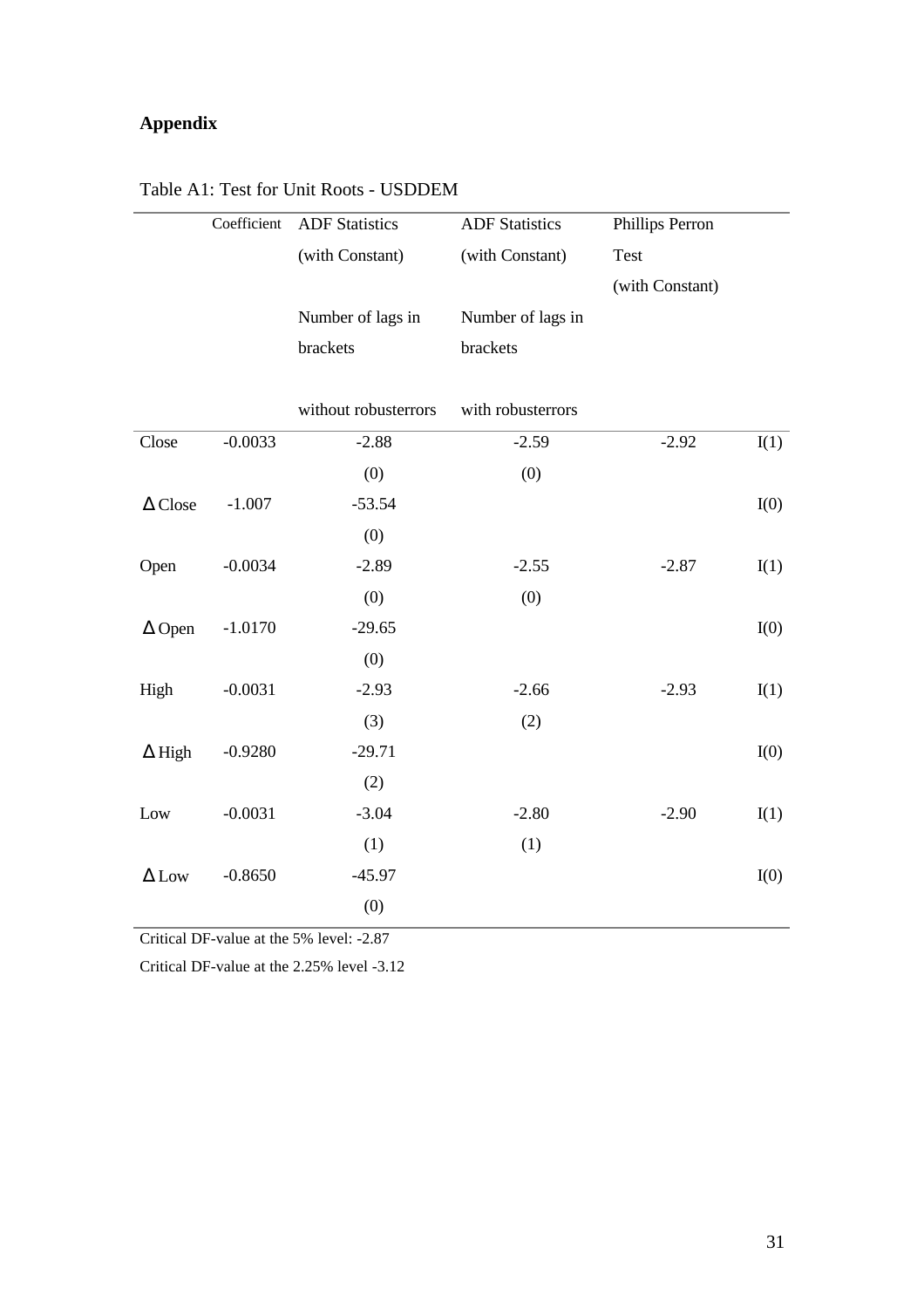## Appendix

Table A1: Test for Unit Roots - USDDEM

| | Coefficient | ADF Statistics (with Constant) Number of lags in brackets without robusterrors | ADF Statistics (with Constant) Number of lags in brackets with robusterrors | Phillips Perron Test (with Constant) | |
|---|---|---|---|---|---|
| Close | -0.0033 | -2.88 | -2.59 | -2.92 | I(1) |
| | | (0) | (0) | | |
| Δ Close | -1.007 | -53.54 | | | I(0) |
| | | (0) | | | |
| Open | -0.0034 | -2.89 | -2.55 | -2.87 | I(1) |
| | | (0) | (0) | | |
| Δ Open | -1.0170 | -29.65 | | | I(0) |
| | | (0) | | | |
| High | -0.0031 | -2.93 | -2.66 | -2.93 | I(1) |
| | | (3) | (2) | | |
| Δ High | -0.9280 | -29.71 | | | I(0) |
| | | (2) | | | |
| Low | -0.0031 | -3.04 | -2.80 | -2.90 | I(1) |
| | | (1) | (1) | | |
| Δ Low | -0.8650 | -45.97 | | | I(0) |
| | | (0) | | | |

Critical DF-value at the 5% level: -2.87

Critical DF-value at the 2.25% level -3.12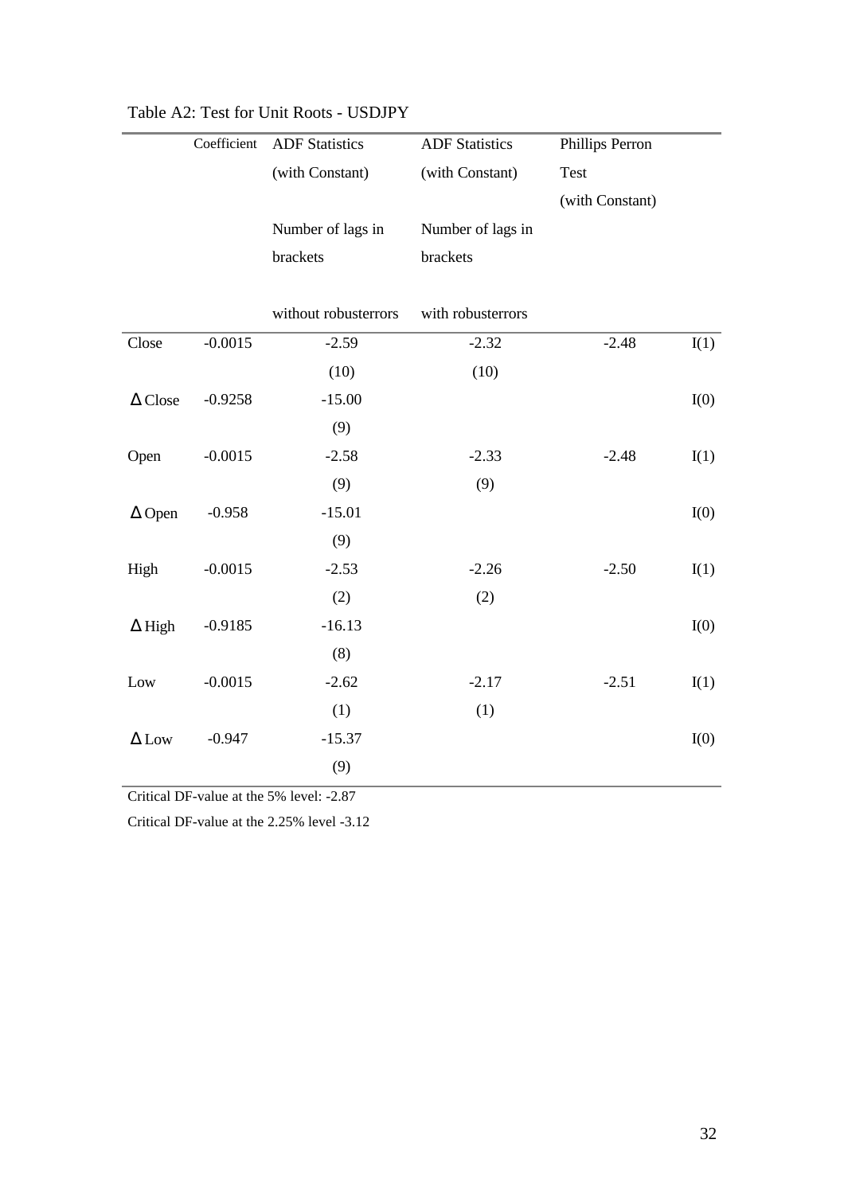Table A2: Test for Unit Roots - USDJPY

| | Coefficient | ADF Statistics (with Constant) Number of lags in brackets without robusterrors | ADF Statistics (with Constant) Number of lags in brackets with robusterrors | Phillips Perron Test (with Constant) | |
|---|---|---|---|---|---|
| Close | -0.0015 | -2.59 (10) | -2.32 (10) | -2.48 | I(1) |
| Δ Close | -0.9258 | -15.00 (9) | | | I(0) |
| Open | -0.0015 | -2.58 (9) | -2.33 (9) | -2.48 | I(1) |
| Δ Open | -0.958 | -15.01 (9) | | | I(0) |
| High | -0.0015 | -2.53 (2) | -2.26 (2) | -2.50 | I(1) |
| Δ High | -0.9185 | -16.13 (8) | | | I(0) |
| Low | -0.0015 | -2.62 (1) | -2.17 (1) | -2.51 | I(1) |
| Δ Low | -0.947 | -15.37 (9) | | | I(0) |

Critical DF-value at the 5% level: -2.87

Critical DF-value at the 2.25% level -3.12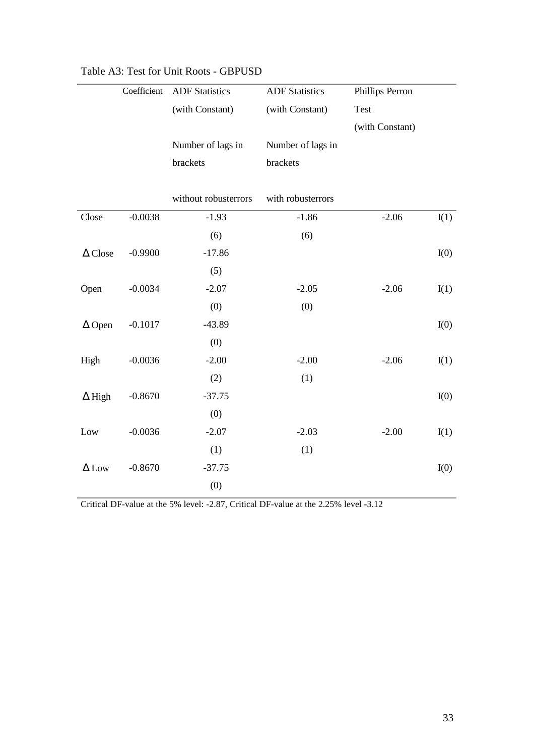Table A3: Test for Unit Roots - GBPUSD

| | Coefficient | ADF Statistics (with Constant) Number of lags in brackets without robusterrors | ADF Statistics (with Constant) Number of lags in brackets with robusterrors | Phillips Perron Test (with Constant) | |
|---|---|---|---|---|---|
| Close | -0.0038 | -1.93 | -1.86 | -2.06 | I(1) |
| | | (6) | (6) | | |
| Δ Close | -0.9900 | -17.86 | | | I(0) |
| | | (5) | | | |
| Open | -0.0034 | -2.07 | -2.05 | -2.06 | I(1) |
| | | (0) | (0) | | |
| Δ Open | -0.1017 | -43.89 | | | I(0) |
| | | (0) | | | |
| High | -0.0036 | -2.00 | -2.00 | -2.06 | I(1) |
| | | (2) | (1) | | |
| Δ High | -0.8670 | -37.75 | | | I(0) |
| | | (0) | | | |
| Low | -0.0036 | -2.07 | -2.03 | -2.00 | I(1) |
| | | (1) | (1) | | |
| Δ Low | -0.8670 | -37.75 | | | I(0) |
| | | (0) | | | |

Critical DF-value at the 5% level: -2.87, Critical DF-value at the 2.25% level -3.12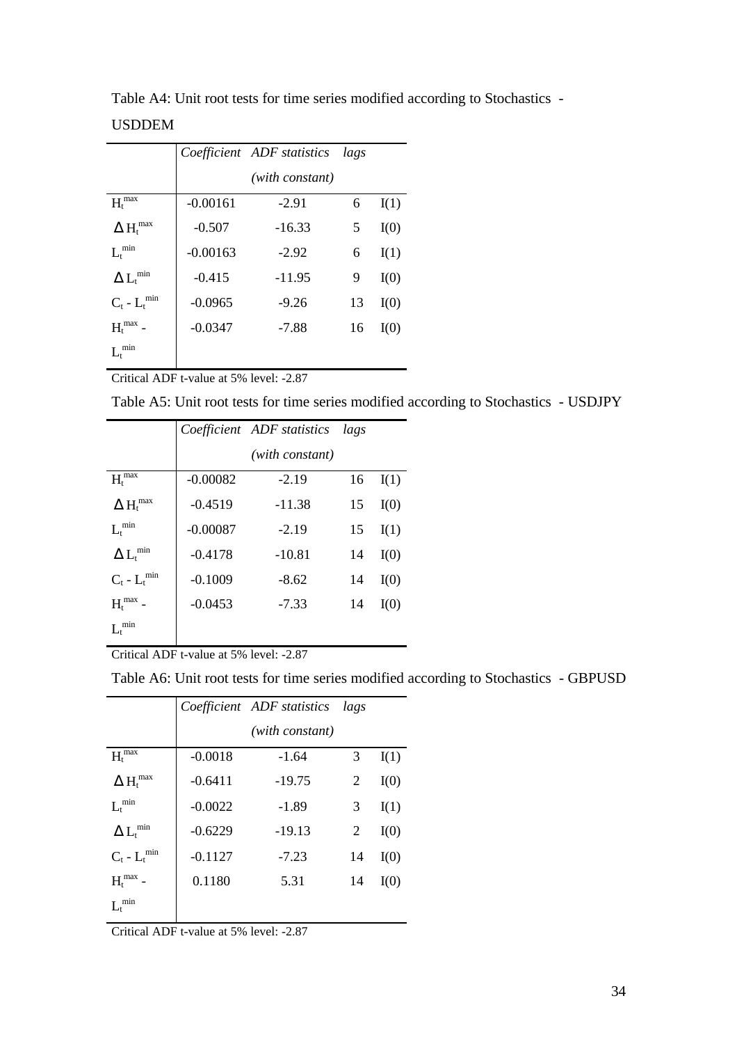Table A4: Unit root tests for time series modified according to Stochastics - USDDEM

| | *Coefficient* | *ADF statistics (with constant)* | *lags* | |
|---|---|---|---|---|
| $H_t^{max}$ | -0.00161 | -2.91 | 6 | I(1) |
| $\Delta H_t^{max}$ | -0.507 | -16.33 | 5 | I(0) |
| $L_t^{min}$ | -0.00163 | -2.92 | 6 | I(1) |
| $\Delta L_t^{min}$ | -0.415 | -11.95 | 9 | I(0) |
| $C_t - L_t^{min}$ | -0.0965 | -9.26 | 13 | I(0) |
| $H_t^{max} - L_t^{min}$ | -0.0347 | -7.88 | 16 | I(0) |

Critical ADF t-value at 5% level: -2.87

Table A5: Unit root tests for time series modified according to Stochastics - USDJPY

| | *Coefficient* | *ADF statistics (with constant)* | *lags* | |
|---|---|---|---|---|
| $H_t^{max}$ | -0.00082 | -2.19 | 16 | I(1) |
| $\Delta H_t^{max}$ | -0.4519 | -11.38 | 15 | I(0) |
| $L_t^{min}$ | -0.00087 | -2.19 | 15 | I(1) |
| $\Delta L_t^{min}$ | -0.4178 | -10.81 | 14 | I(0) |
| $C_t - L_t^{min}$ | -0.1009 | -8.62 | 14 | I(0) |
| $H_t^{max} - L_t^{min}$ | -0.0453 | -7.33 | 14 | I(0) |

Critical ADF t-value at 5% level: -2.87

Table A6: Unit root tests for time series modified according to Stochastics - GBPUSD

| | *Coefficient* | *ADF statistics (with constant)* | *lags* | |
|---|---|---|---|---|
| $H_t^{max}$ | -0.0018 | -1.64 | 3 | I(1) |
| $\Delta H_t^{max}$ | -0.6411 | -19.75 | 2 | I(0) |
| $L_t^{min}$ | -0.0022 | -1.89 | 3 | I(1) |
| $\Delta L_t^{min}$ | -0.6229 | -19.13 | 2 | I(0) |
| $C_t - L_t^{min}$ | -0.1127 | -7.23 | 14 | I(0) |
| $H_t^{max} - L_t^{min}$ | 0.1180 | 5.31 | 14 | I(0) |

Critical ADF t-value at 5% level: -2.87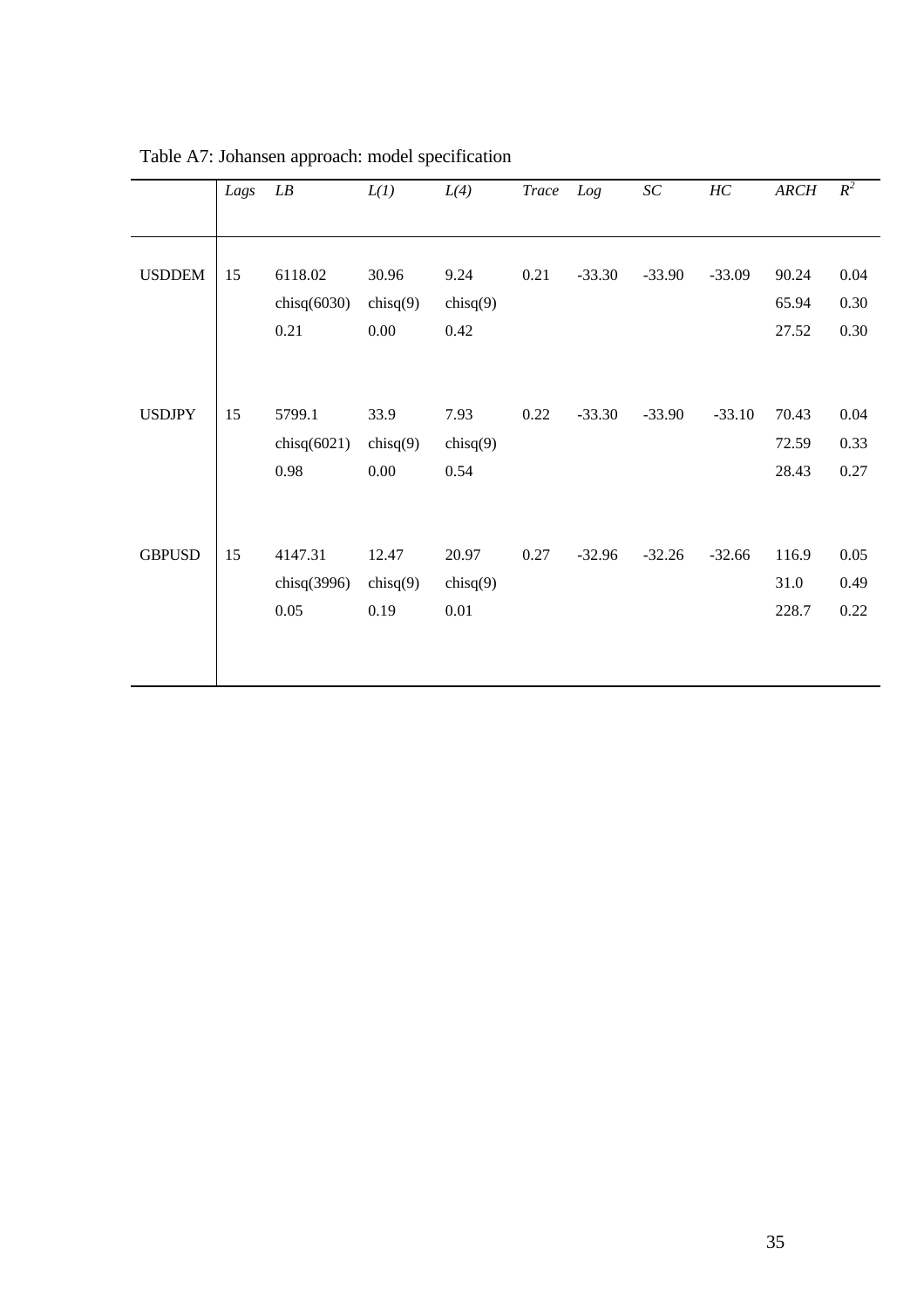Table A7: Johansen approach: model specification

| | *Lags* | *LB* | *L(1)* | *L(4)* | *Trace* | *Log* | *SC* | *HC* | *ARCH* | $R^2$ |
|---|---|---|---|---|---|---|---|---|---|---|
| USDDEM | 15 | 6118.02 | 30.96 | 9.24 | 0.21 | -33.30 | -33.90 | -33.09 | 90.24 | 0.04 |
| | | chisq(6030) | chisq(9) | chisq(9) | | | | | 65.94 | 0.30 |
| | | 0.21 | 0.00 | 0.42 | | | | | 27.52 | 0.30 |
| USDJPY | 15 | 5799.1 | 33.9 | 7.93 | 0.22 | -33.30 | -33.90 | -33.10 | 70.43 | 0.04 |
| | | chisq(6021) | chisq(9) | chisq(9) | | | | | 72.59 | 0.33 |
| | | 0.98 | 0.00 | 0.54 | | | | | 28.43 | 0.27 |
| GBPUSD | 15 | 4147.31 | 12.47 | 20.97 | 0.27 | -32.96 | -32.26 | -32.66 | 116.9 | 0.05 |
| | | chisq(3996) | chisq(9) | chisq(9) | | | | | 31.0 | 0.49 |
| | | 0.05 | 0.19 | 0.01 | | | | | 228.7 | 0.22 |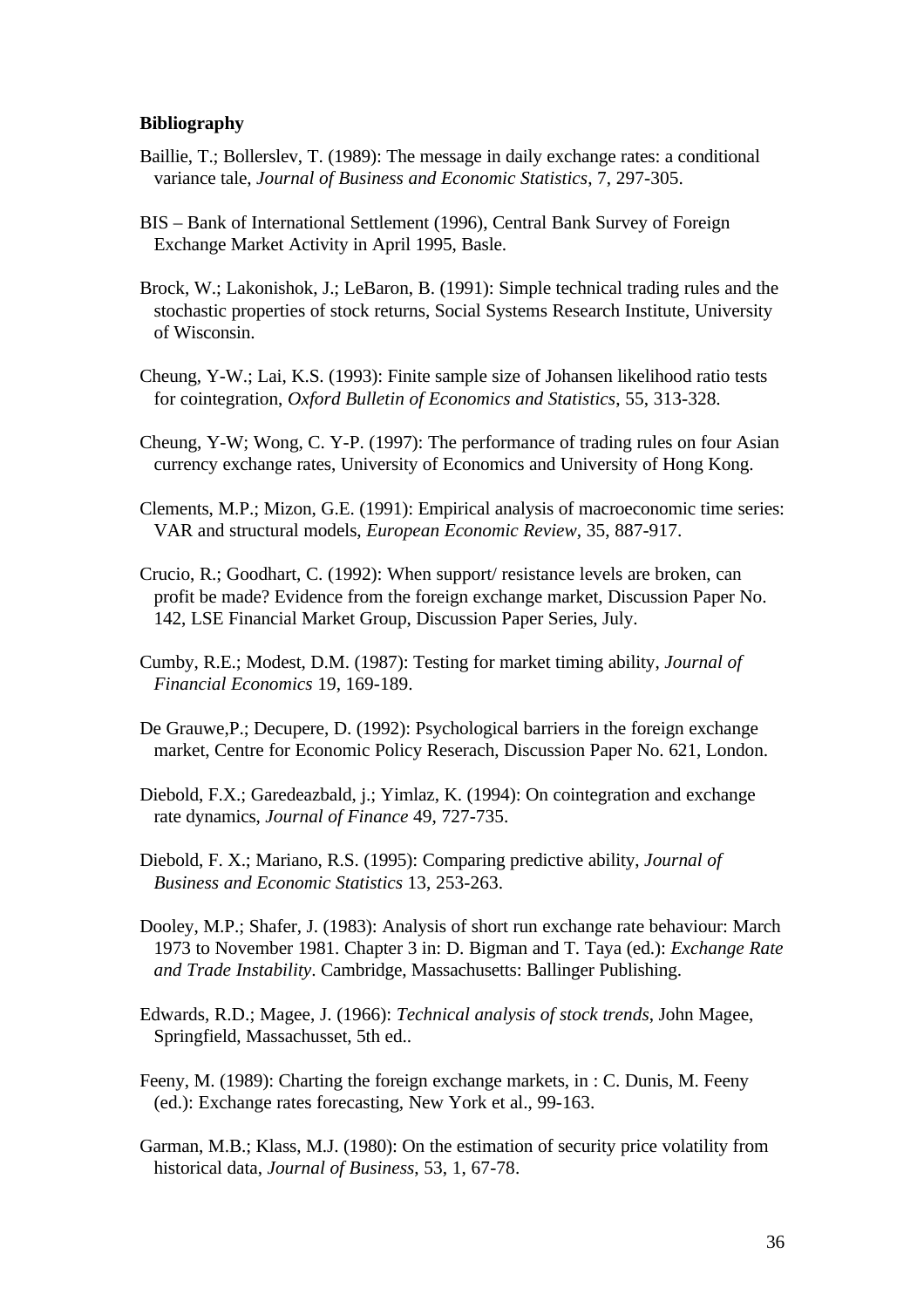**Bibliography**

Baillie, T.; Bollerslev, T. (1989): The message in daily exchange rates: a conditional variance tale, *Journal of Business and Economic Statistics*, 7, 297-305.

BIS – Bank of International Settlement (1996), Central Bank Survey of Foreign Exchange Market Activity in April 1995, Basle.

Brock, W.; Lakonishok, J.; LeBaron, B. (1991): Simple technical trading rules and the stochastic properties of stock returns, Social Systems Research Institute, University of Wisconsin.

Cheung, Y-W.; Lai, K.S. (1993): Finite sample size of Johansen likelihood ratio tests for cointegration, *Oxford Bulletin of Economics and Statistics*, 55, 313-328.

Cheung, Y-W; Wong, C. Y-P. (1997): The performance of trading rules on four Asian currency exchange rates, University of Economics and University of Hong Kong.

Clements, M.P.; Mizon, G.E. (1991): Empirical analysis of macroeconomic time series: VAR and structural models, *European Economic Review*, 35, 887-917.

Crucio, R.; Goodhart, C. (1992): When support/ resistance levels are broken, can profit be made? Evidence from the foreign exchange market, Discussion Paper No. 142, LSE Financial Market Group, Discussion Paper Series, July.

Cumby, R.E.; Modest, D.M. (1987): Testing for market timing ability, *Journal of Financial Economics* 19, 169-189.

De Grauwe,P.; Decupere, D. (1992): Psychological barriers in the foreign exchange market, Centre for Economic Policy Reserach, Discussion Paper No. 621, London.

Diebold, F.X.; Garedeazbald, j.; Yimlaz, K. (1994): On cointegration and exchange rate dynamics, *Journal of Finance* 49, 727-735.

Diebold, F. X.; Mariano, R.S. (1995): Comparing predictive ability, *Journal of Business and Economic Statistics* 13, 253-263.

Dooley, M.P.; Shafer, J. (1983): Analysis of short run exchange rate behaviour: March 1973 to November 1981. Chapter 3 in: D. Bigman and T. Taya (ed.): *Exchange Rate and Trade Instability*. Cambridge, Massachusetts: Ballinger Publishing.

Edwards, R.D.; Magee, J. (1966): *Technical analysis of stock trends*, John Magee, Springfield, Massachusset, 5th ed..

Feeny, M. (1989): Charting the foreign exchange markets, in : C. Dunis, M. Feeny (ed.): Exchange rates forecasting, New York et al., 99-163.

Garman, M.B.; Klass, M.J. (1980): On the estimation of security price volatility from historical data, *Journal of Business*, 53, 1, 67-78.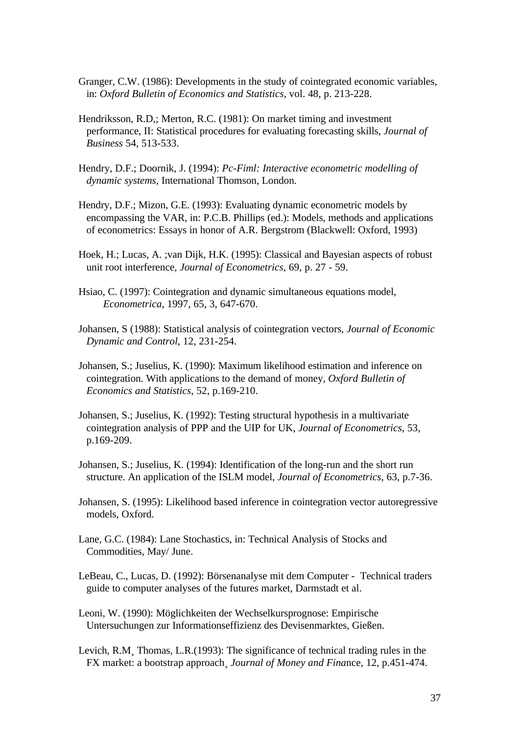Granger, C.W. (1986): Developments in the study of cointegrated economic variables, in: *Oxford Bulletin of Economics and Statistics*, vol. 48, p. 213-228.

Hendriksson, R.D,; Merton, R.C. (1981): On market timing and investment performance, II: Statistical procedures for evaluating forecasting skills, *Journal of Business* 54, 513-533.

Hendry, D.F.; Doornik, J. (1994): *Pc-Fiml: Interactive econometric modelling of dynamic systems*, International Thomson, London.

Hendry, D.F.; Mizon, G.E. (1993): Evaluating dynamic econometric models by encompassing the VAR, in: P.C.B. Phillips (ed.): Models, methods and applications of econometrics: Essays in honor of A.R. Bergstrom (Blackwell: Oxford, 1993)

Hoek, H.; Lucas, A. ;van Dijk, H.K. (1995): Classical and Bayesian aspects of robust unit root interference, *Journal of Econometrics*, 69, p. 27 - 59.

Hsiao, C. (1997): Cointegration and dynamic simultaneous equations model, *Econometrica*, 1997, 65, 3, 647-670.

Johansen, S (1988): Statistical analysis of cointegration vectors, *Journal of Economic Dynamic and Control*, 12, 231-254.

Johansen, S.; Juselius, K. (1990): Maximum likelihood estimation and inference on cointegration. With applications to the demand of money, *Oxford Bulletin of Economics and Statistics*, 52, p.169-210.

Johansen, S.; Juselius, K. (1992): Testing structural hypothesis in a multivariate cointegration analysis of PPP and the UIP for UK, *Journal of Econometrics*, 53, p.169-209.

Johansen, S.; Juselius, K. (1994): Identification of the long-run and the short run structure. An application of the ISLM model, *Journal of Econometrics*, 63, p.7-36.

Johansen, S. (1995): Likelihood based inference in cointegration vector autoregressive models, Oxford.

Lane, G.C. (1984): Lane Stochastics, in: Technical Analysis of Stocks and Commodities, May/ June.

LeBeau, C., Lucas, D. (1992): Börsenanalyse mit dem Computer - Technical traders guide to computer analyses of the futures market, Darmstadt et al.

Leoni, W. (1990): Möglichkeiten der Wechselkursprognose: Empirische Untersuchungen zur Informationseffizienz des Devisenmarktes, Gießen.

Levich, R.M¸ Thomas, L.R.(1993): The significance of technical trading rules in the FX market: a bootstrap approach¸ *Journal of Money and Fina*nce, 12, p.451-474.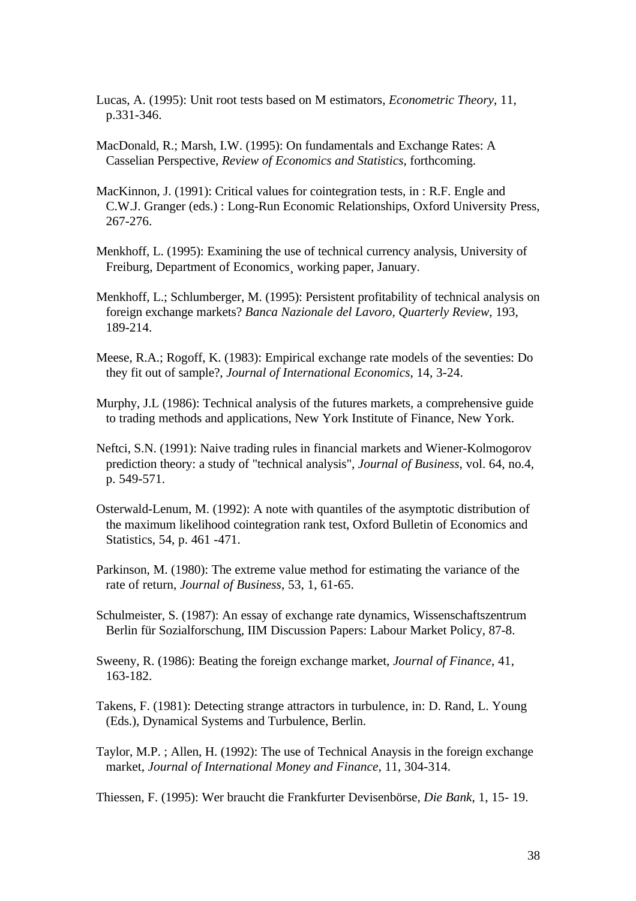Lucas, A. (1995): Unit root tests based on M estimators, *Econometric Theory*, 11, p.331-346.

MacDonald, R.; Marsh, I.W. (1995): On fundamentals and Exchange Rates: A Casselian Perspective, *Review of Economics and Statistics*, forthcoming.

MacKinnon, J. (1991): Critical values for cointegration tests, in : R.F. Engle and C.W.J. Granger (eds.) : Long-Run Economic Relationships, Oxford University Press, 267-276.

Menkhoff, L. (1995): Examining the use of technical currency analysis, University of Freiburg, Department of Economics¸ working paper, January.

Menkhoff, L.; Schlumberger, M. (1995): Persistent profitability of technical analysis on foreign exchange markets? *Banca Nazionale del Lavoro, Quarterly Review*, 193, 189-214.

Meese, R.A.; Rogoff, K. (1983): Empirical exchange rate models of the seventies: Do they fit out of sample?, *Journal of International Economics*, 14, 3-24.

Murphy, J.L (1986): Technical analysis of the futures markets, a comprehensive guide to trading methods and applications, New York Institute of Finance, New York.

Neftci, S.N. (1991): Naive trading rules in financial markets and Wiener-Kolmogorov prediction theory: a study of "technical analysis", *Journal of Business*, vol. 64, no.4, p. 549-571.

Osterwald-Lenum, M. (1992): A note with quantiles of the asymptotic distribution of the maximum likelihood cointegration rank test, Oxford Bulletin of Economics and Statistics, 54, p. 461 -471.

Parkinson, M. (1980): The extreme value method for estimating the variance of the rate of return, *Journal of Business*, 53, 1, 61-65.

Schulmeister, S. (1987): An essay of exchange rate dynamics, Wissenschaftszentrum Berlin für Sozialforschung, IIM Discussion Papers: Labour Market Policy, 87-8.

Sweeny, R. (1986): Beating the foreign exchange market, *Journal of Finance*, 41, 163-182.

Takens, F. (1981): Detecting strange attractors in turbulence, in: D. Rand, L. Young (Eds.), Dynamical Systems and Turbulence, Berlin.

Taylor, M.P. ; Allen, H. (1992): The use of Technical Anaysis in the foreign exchange market, *Journal of International Money and Finance*, 11, 304-314.

Thiessen, F. (1995): Wer braucht die Frankfurter Devisenbörse, *Die Bank*, 1, 15- 19.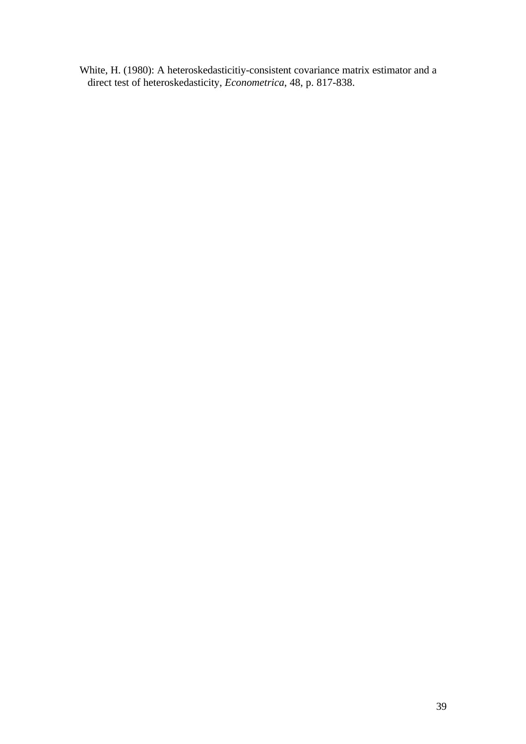White, H. (1980): A heteroskedasticitiy-consistent covariance matrix estimator and a direct test of heteroskedasticity, *Econometrica*, 48, p. 817-838.